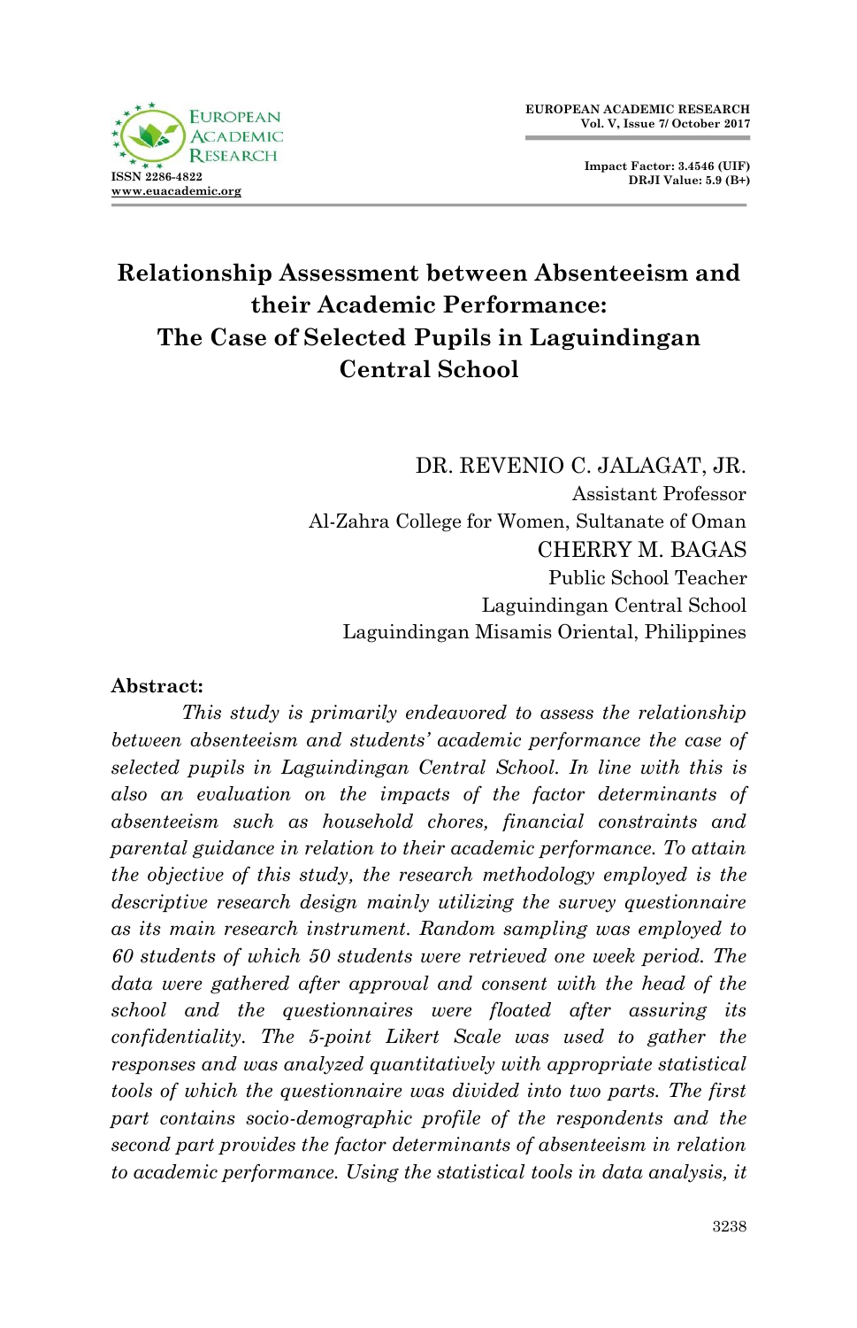# Relationship Assessment between Absenteeism and their Academic Performance: The Case of Selected Pupils in Laguindingan Central School

DR. REVENIO C. JALAGAT, JR.
Assistant Professor
Al-Zahra College for Women, Sultanate of Oman

CHERRY M. BAGAS
Public School Teacher
Laguindingan Central School
Laguindingan Misamis Oriental, Philippines

**Abstract:**

*This study is primarily endeavored to assess the relationship between absenteeism and students' academic performance the case of selected pupils in Laguindingan Central School. In line with this is also an evaluation on the impacts of the factor determinants of absenteeism such as household chores, financial constraints and parental guidance in relation to their academic performance. To attain the objective of this study, the research methodology employed is the descriptive research design mainly utilizing the survey questionnaire as its main research instrument. Random sampling was employed to 60 students of which 50 students were retrieved one week period. The data were gathered after approval and consent with the head of the school and the questionnaires were floated after assuring its confidentiality. The 5-point Likert Scale was used to gather the responses and was analyzed quantitatively with appropriate statistical tools of which the questionnaire was divided into two parts. The first part contains socio-demographic profile of the respondents and the second part provides the factor determinants of absenteeism in relation to academic performance. Using the statistical tools in data analysis, it*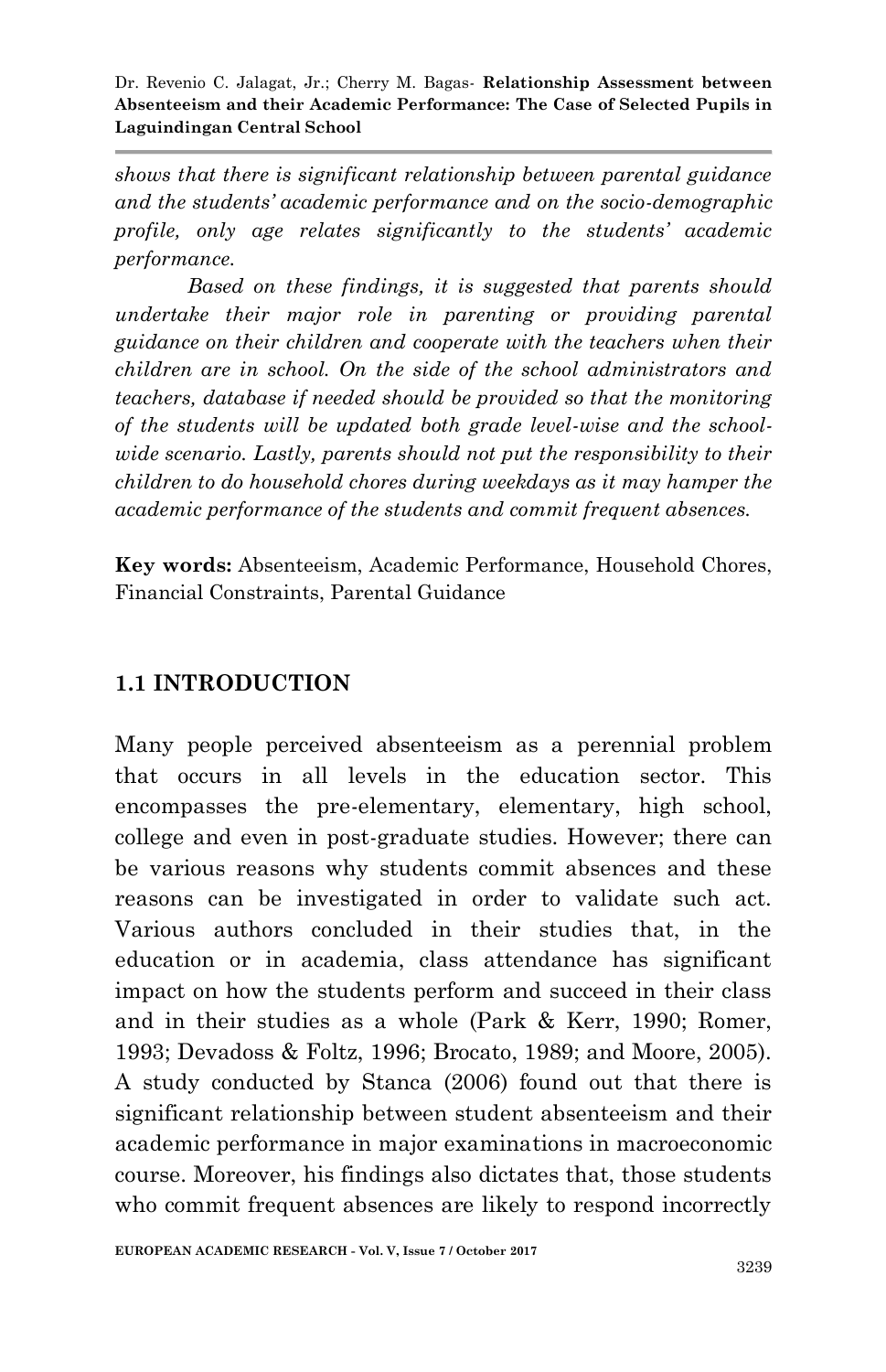*shows that there is significant relationship between parental guidance and the students' academic performance and on the socio-demographic profile, only age relates significantly to the students' academic performance.*

*Based on these findings, it is suggested that parents should undertake their major role in parenting or providing parental guidance on their children and cooperate with the teachers when their children are in school. On the side of the school administrators and teachers, database if needed should be provided so that the monitoring of the students will be updated both grade level-wise and the school-wide scenario. Lastly, parents should not put the responsibility to their children to do household chores during weekdays as it may hamper the academic performance of the students and commit frequent absences.*

**Key words:** Absenteeism, Academic Performance, Household Chores, Financial Constraints, Parental Guidance

## 1.1 INTRODUCTION

Many people perceived absenteeism as a perennial problem that occurs in all levels in the education sector. This encompasses the pre-elementary, elementary, high school, college and even in post-graduate studies. However; there can be various reasons why students commit absences and these reasons can be investigated in order to validate such act. Various authors concluded in their studies that, in the education or in academia, class attendance has significant impact on how the students perform and succeed in their class and in their studies as a whole (Park & Kerr, 1990; Romer, 1993; Devadoss & Foltz, 1996; Brocato, 1989; and Moore, 2005). A study conducted by Stanca (2006) found out that there is significant relationship between student absenteeism and their academic performance in major examinations in macroeconomic course. Moreover, his findings also dictates that, those students who commit frequent absences are likely to respond incorrectly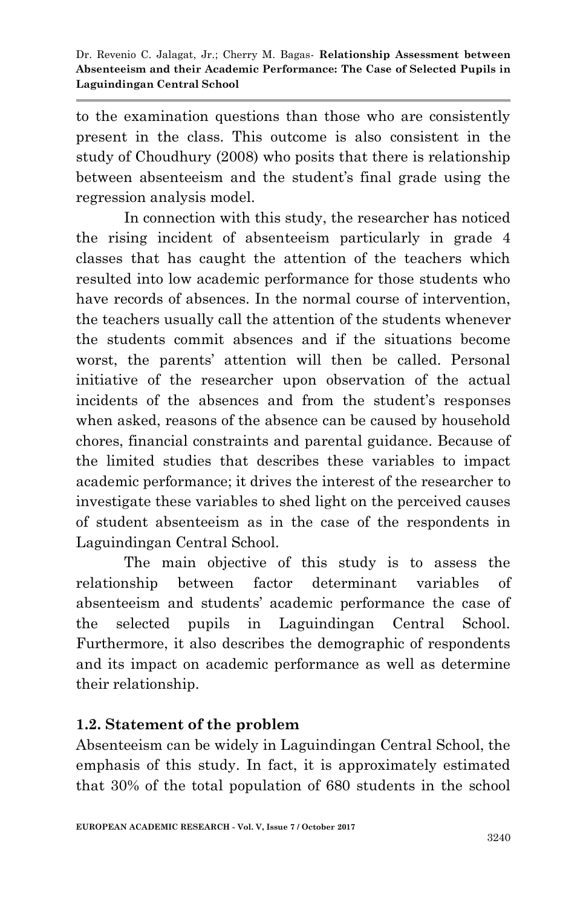to the examination questions than those who are consistently present in the class. This outcome is also consistent in the study of Choudhury (2008) who posits that there is relationship between absenteeism and the student's final grade using the regression analysis model.

In connection with this study, the researcher has noticed the rising incident of absenteeism particularly in grade 4 classes that has caught the attention of the teachers which resulted into low academic performance for those students who have records of absences. In the normal course of intervention, the teachers usually call the attention of the students whenever the students commit absences and if the situations become worst, the parents' attention will then be called. Personal initiative of the researcher upon observation of the actual incidents of the absences and from the student's responses when asked, reasons of the absence can be caused by household chores, financial constraints and parental guidance. Because of the limited studies that describes these variables to impact academic performance; it drives the interest of the researcher to investigate these variables to shed light on the perceived causes of student absenteeism as in the case of the respondents in Laguindingan Central School.

The main objective of this study is to assess the relationship between factor determinant variables of absenteeism and students' academic performance the case of the selected pupils in Laguindingan Central School. Furthermore, it also describes the demographic of respondents and its impact on academic performance as well as determine their relationship.

### 1.2. Statement of the problem

Absenteeism can be widely in Laguindingan Central School, the emphasis of this study. In fact, it is approximately estimated that 30% of the total population of 680 students in the school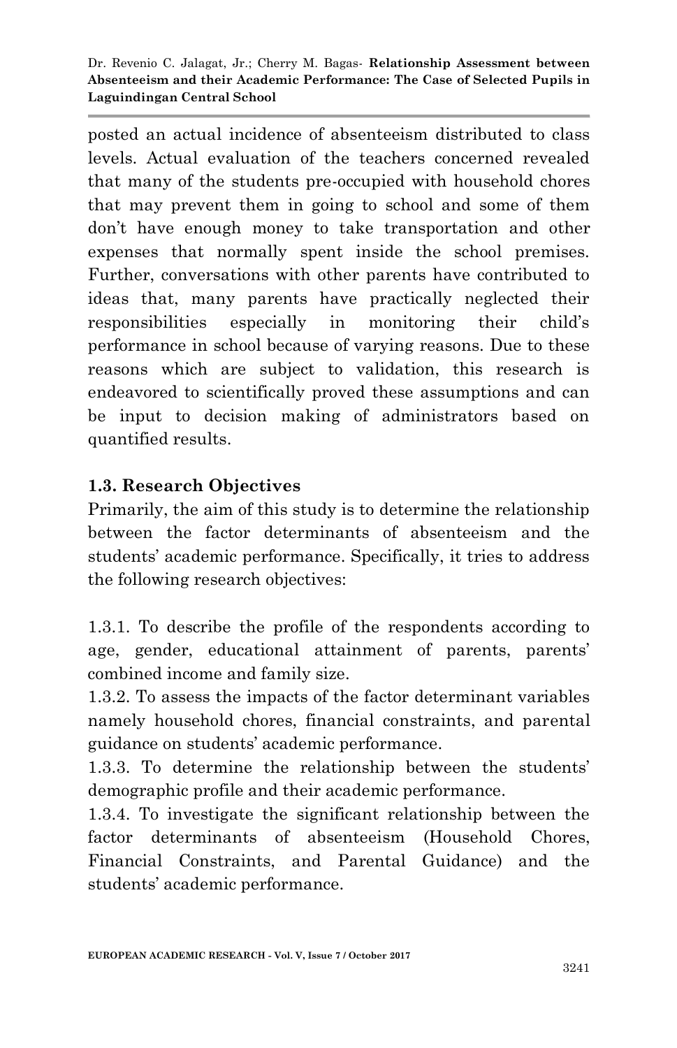posted an actual incidence of absenteeism distributed to class levels. Actual evaluation of the teachers concerned revealed that many of the students pre-occupied with household chores that may prevent them in going to school and some of them don't have enough money to take transportation and other expenses that normally spent inside the school premises. Further, conversations with other parents have contributed to ideas that, many parents have practically neglected their responsibilities especially in monitoring their child's performance in school because of varying reasons. Due to these reasons which are subject to validation, this research is endeavored to scientifically proved these assumptions and can be input to decision making of administrators based on quantified results.

### 1.3. Research Objectives

Primarily, the aim of this study is to determine the relationship between the factor determinants of absenteeism and the students' academic performance. Specifically, it tries to address the following research objectives:

1.3.1. To describe the profile of the respondents according to age, gender, educational attainment of parents, parents' combined income and family size.

1.3.2. To assess the impacts of the factor determinant variables namely household chores, financial constraints, and parental guidance on students' academic performance.

1.3.3. To determine the relationship between the students' demographic profile and their academic performance.

1.3.4. To investigate the significant relationship between the factor determinants of absenteeism (Household Chores, Financial Constraints, and Parental Guidance) and the students' academic performance.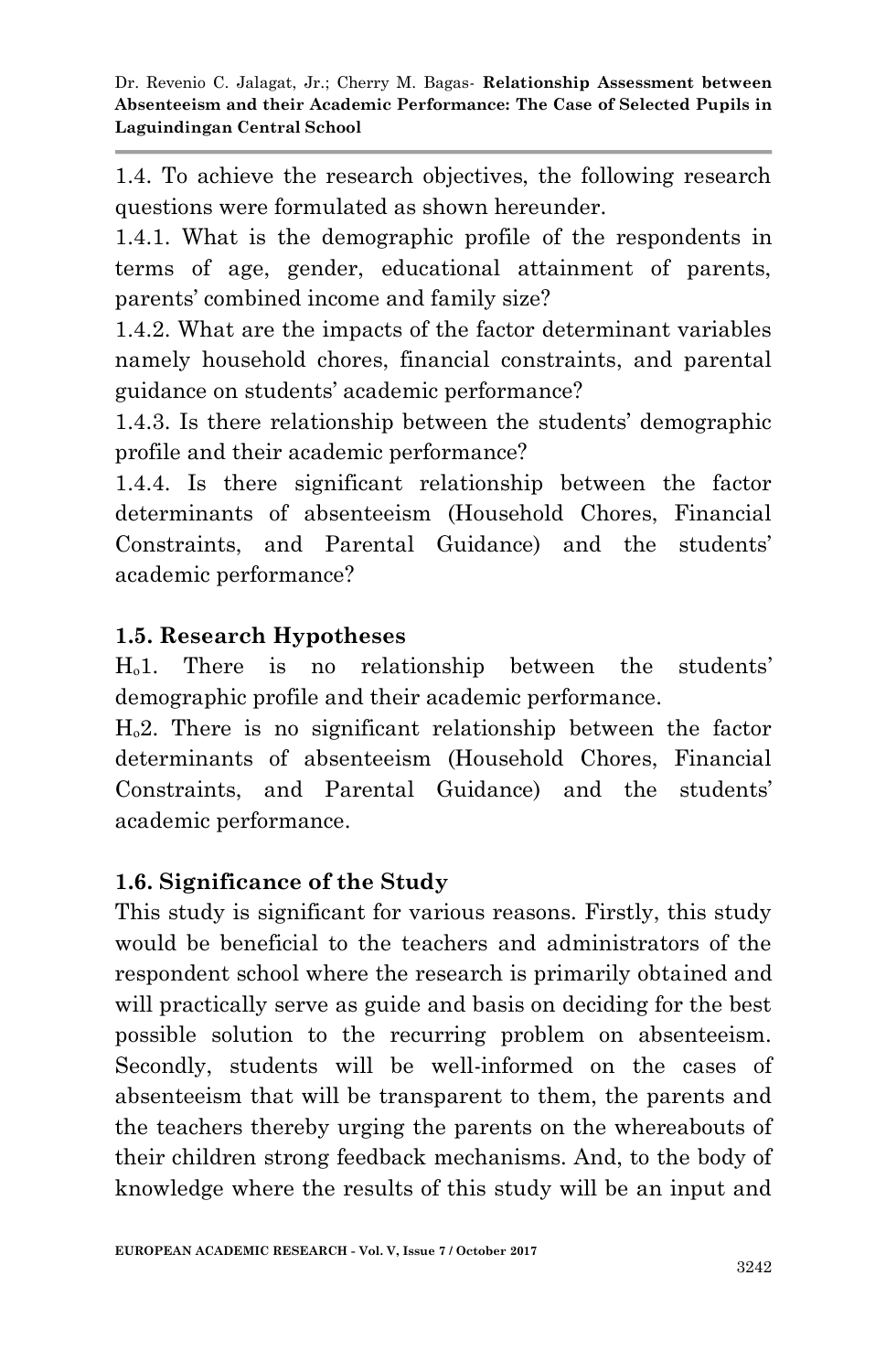1.4. To achieve the research objectives, the following research questions were formulated as shown hereunder.

1.4.1. What is the demographic profile of the respondents in terms of age, gender, educational attainment of parents, parents' combined income and family size?

1.4.2. What are the impacts of the factor determinant variables namely household chores, financial constraints, and parental guidance on students' academic performance?

1.4.3. Is there relationship between the students' demographic profile and their academic performance?

1.4.4. Is there significant relationship between the factor determinants of absenteeism (Household Chores, Financial Constraints, and Parental Guidance) and the students' academic performance?

### 1.5. Research Hypotheses

$H_o1$. There is no relationship between the students' demographic profile and their academic performance.

$H_o2$. There is no significant relationship between the factor determinants of absenteeism (Household Chores, Financial Constraints, and Parental Guidance) and the students' academic performance.

### 1.6. Significance of the Study

This study is significant for various reasons. Firstly, this study would be beneficial to the teachers and administrators of the respondent school where the research is primarily obtained and will practically serve as guide and basis on deciding for the best possible solution to the recurring problem on absenteeism. Secondly, students will be well-informed on the cases of absenteeism that will be transparent to them, the parents and the teachers thereby urging the parents on the whereabouts of their children strong feedback mechanisms. And, to the body of knowledge where the results of this study will be an input and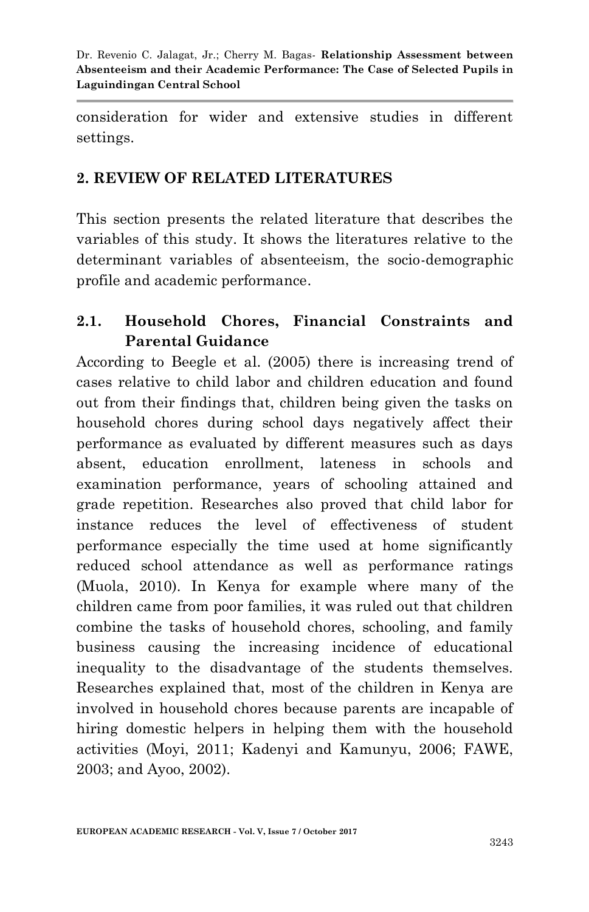consideration for wider and extensive studies in different settings.

## 2. REVIEW OF RELATED LITERATURES

This section presents the related literature that describes the variables of this study. It shows the literatures relative to the determinant variables of absenteeism, the socio-demographic profile and academic performance.

### 2.1. Household Chores, Financial Constraints and Parental Guidance

According to Beegle et al. (2005) there is increasing trend of cases relative to child labor and children education and found out from their findings that, children being given the tasks on household chores during school days negatively affect their performance as evaluated by different measures such as days absent, education enrollment, lateness in schools and examination performance, years of schooling attained and grade repetition. Researches also proved that child labor for instance reduces the level of effectiveness of student performance especially the time used at home significantly reduced school attendance as well as performance ratings (Muola, 2010). In Kenya for example where many of the children came from poor families, it was ruled out that children combine the tasks of household chores, schooling, and family business causing the increasing incidence of educational inequality to the disadvantage of the students themselves. Researches explained that, most of the children in Kenya are involved in household chores because parents are incapable of hiring domestic helpers in helping them with the household activities (Moyi, 2011; Kadenyi and Kamunyu, 2006; FAWE, 2003; and Ayoo, 2002).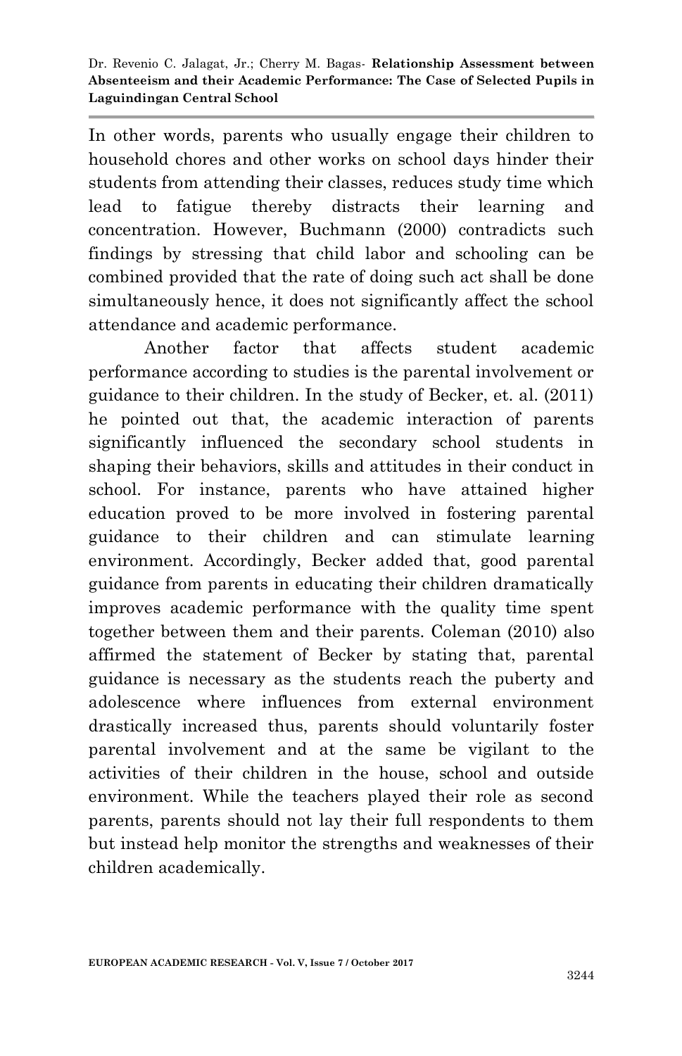In other words, parents who usually engage their children to household chores and other works on school days hinder their students from attending their classes, reduces study time which lead to fatigue thereby distracts their learning and concentration. However, Buchmann (2000) contradicts such findings by stressing that child labor and schooling can be combined provided that the rate of doing such act shall be done simultaneously hence, it does not significantly affect the school attendance and academic performance.

Another factor that affects student academic performance according to studies is the parental involvement or guidance to their children. In the study of Becker, et. al. (2011) he pointed out that, the academic interaction of parents significantly influenced the secondary school students in shaping their behaviors, skills and attitudes in their conduct in school. For instance, parents who have attained higher education proved to be more involved in fostering parental guidance to their children and can stimulate learning environment. Accordingly, Becker added that, good parental guidance from parents in educating their children dramatically improves academic performance with the quality time spent together between them and their parents. Coleman (2010) also affirmed the statement of Becker by stating that, parental guidance is necessary as the students reach the puberty and adolescence where influences from external environment drastically increased thus, parents should voluntarily foster parental involvement and at the same be vigilant to the activities of their children in the house, school and outside environment. While the teachers played their role as second parents, parents should not lay their full respondents to them but instead help monitor the strengths and weaknesses of their children academically.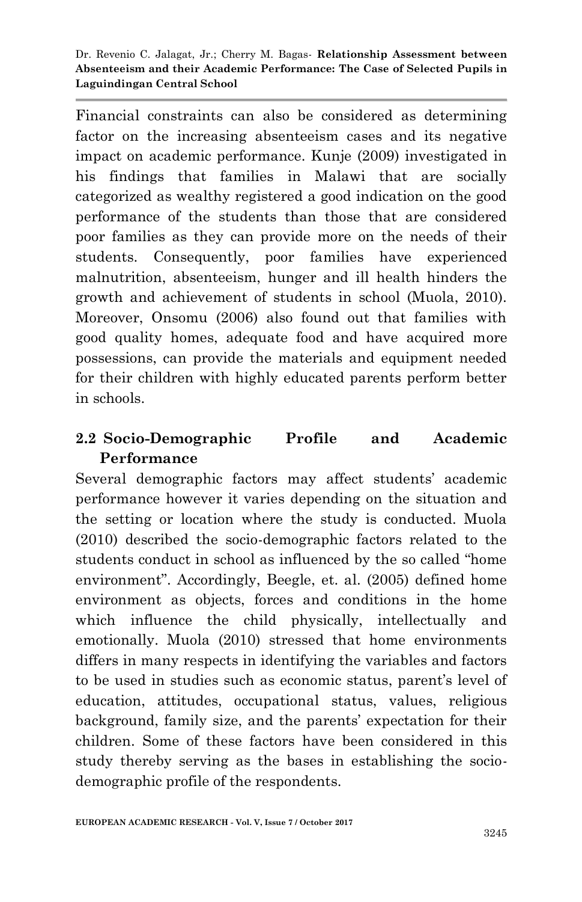Financial constraints can also be considered as determining factor on the increasing absenteeism cases and its negative impact on academic performance. Kunje (2009) investigated in his findings that families in Malawi that are socially categorized as wealthy registered a good indication on the good performance of the students than those that are considered poor families as they can provide more on the needs of their students. Consequently, poor families have experienced malnutrition, absenteeism, hunger and ill health hinders the growth and achievement of students in school (Muola, 2010). Moreover, Onsomu (2006) also found out that families with good quality homes, adequate food and have acquired more possessions, can provide the materials and equipment needed for their children with highly educated parents perform better in schools.

## 2.2 Socio-Demographic Profile and Academic Performance

Several demographic factors may affect students' academic performance however it varies depending on the situation and the setting or location where the study is conducted. Muola (2010) described the socio-demographic factors related to the students conduct in school as influenced by the so called "home environment". Accordingly, Beegle, et. al. (2005) defined home environment as objects, forces and conditions in the home which influence the child physically, intellectually and emotionally. Muola (2010) stressed that home environments differs in many respects in identifying the variables and factors to be used in studies such as economic status, parent's level of education, attitudes, occupational status, values, religious background, family size, and the parents' expectation for their children. Some of these factors have been considered in this study thereby serving as the bases in establishing the socio-demographic profile of the respondents.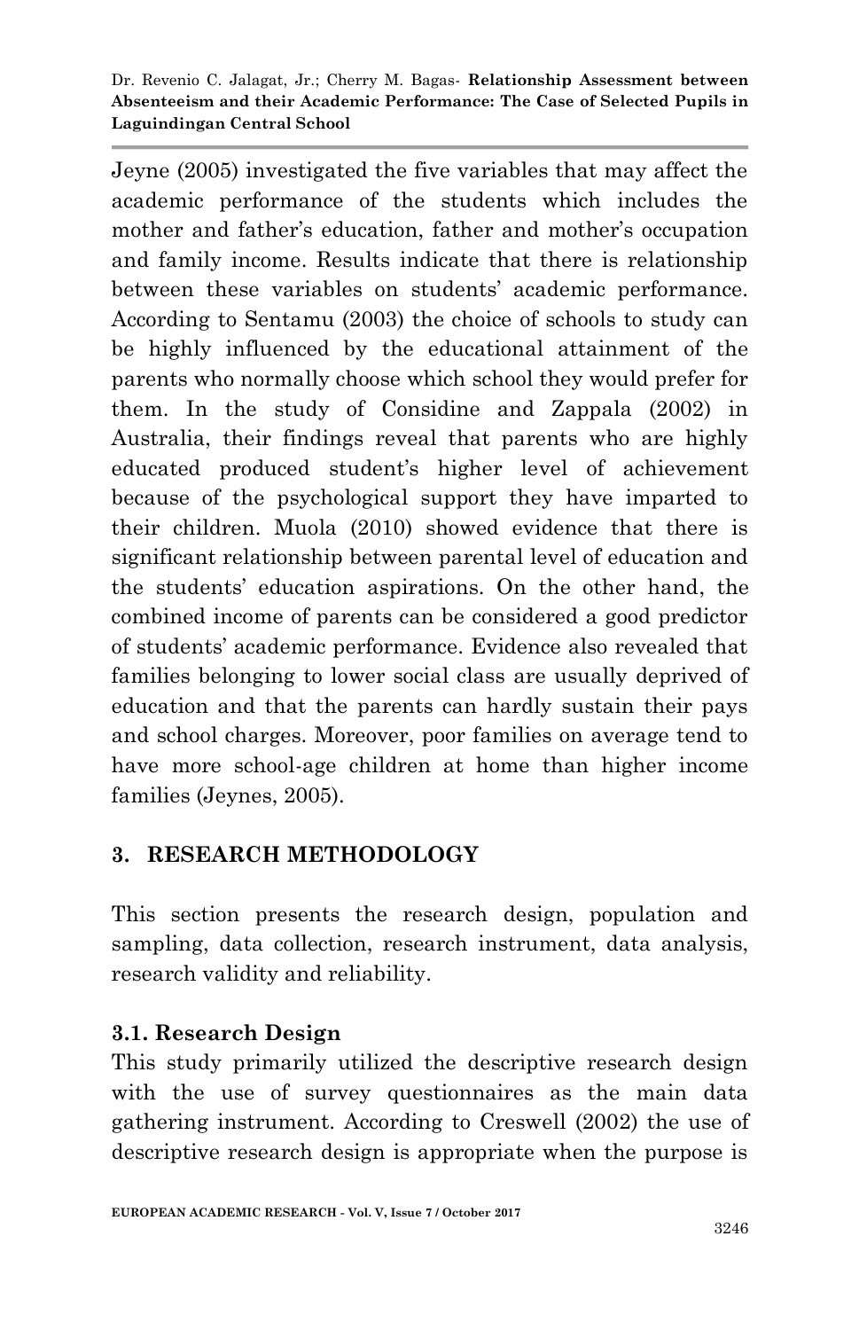Jeyne (2005) investigated the five variables that may affect the academic performance of the students which includes the mother and father's education, father and mother's occupation and family income. Results indicate that there is relationship between these variables on students' academic performance. According to Sentamu (2003) the choice of schools to study can be highly influenced by the educational attainment of the parents who normally choose which school they would prefer for them. In the study of Considine and Zappala (2002) in Australia, their findings reveal that parents who are highly educated produced student's higher level of achievement because of the psychological support they have imparted to their children. Muola (2010) showed evidence that there is significant relationship between parental level of education and the students' education aspirations. On the other hand, the combined income of parents can be considered a good predictor of students' academic performance. Evidence also revealed that families belonging to lower social class are usually deprived of education and that the parents can hardly sustain their pays and school charges. Moreover, poor families on average tend to have more school-age children at home than higher income families (Jeynes, 2005).

## 3. RESEARCH METHODOLOGY

This section presents the research design, population and sampling, data collection, research instrument, data analysis, research validity and reliability.

### 3.1. Research Design

This study primarily utilized the descriptive research design with the use of survey questionnaires as the main data gathering instrument. According to Creswell (2002) the use of descriptive research design is appropriate when the purpose is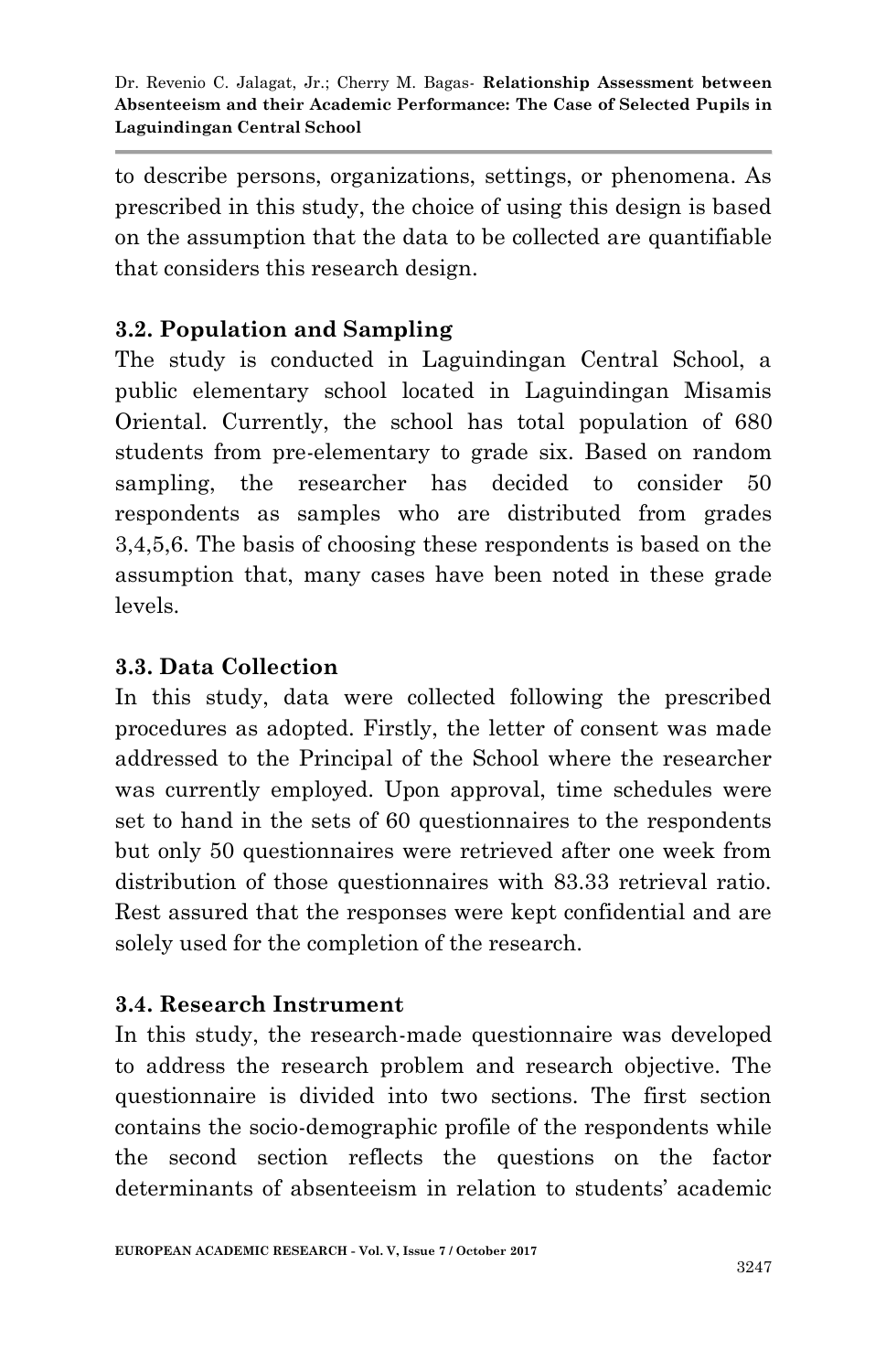to describe persons, organizations, settings, or phenomena. As prescribed in this study, the choice of using this design is based on the assumption that the data to be collected are quantifiable that considers this research design.

### 3.2. Population and Sampling

The study is conducted in Laguindingan Central School, a public elementary school located in Laguindingan Misamis Oriental. Currently, the school has total population of 680 students from pre-elementary to grade six. Based on random sampling, the researcher has decided to consider 50 respondents as samples who are distributed from grades 3,4,5,6. The basis of choosing these respondents is based on the assumption that, many cases have been noted in these grade levels.

### 3.3. Data Collection

In this study, data were collected following the prescribed procedures as adopted. Firstly, the letter of consent was made addressed to the Principal of the School where the researcher was currently employed. Upon approval, time schedules were set to hand in the sets of 60 questionnaires to the respondents but only 50 questionnaires were retrieved after one week from distribution of those questionnaires with 83.33 retrieval ratio. Rest assured that the responses were kept confidential and are solely used for the completion of the research.

### 3.4. Research Instrument

In this study, the research-made questionnaire was developed to address the research problem and research objective. The questionnaire is divided into two sections. The first section contains the socio-demographic profile of the respondents while the second section reflects the questions on the factor determinants of absenteeism in relation to students' academic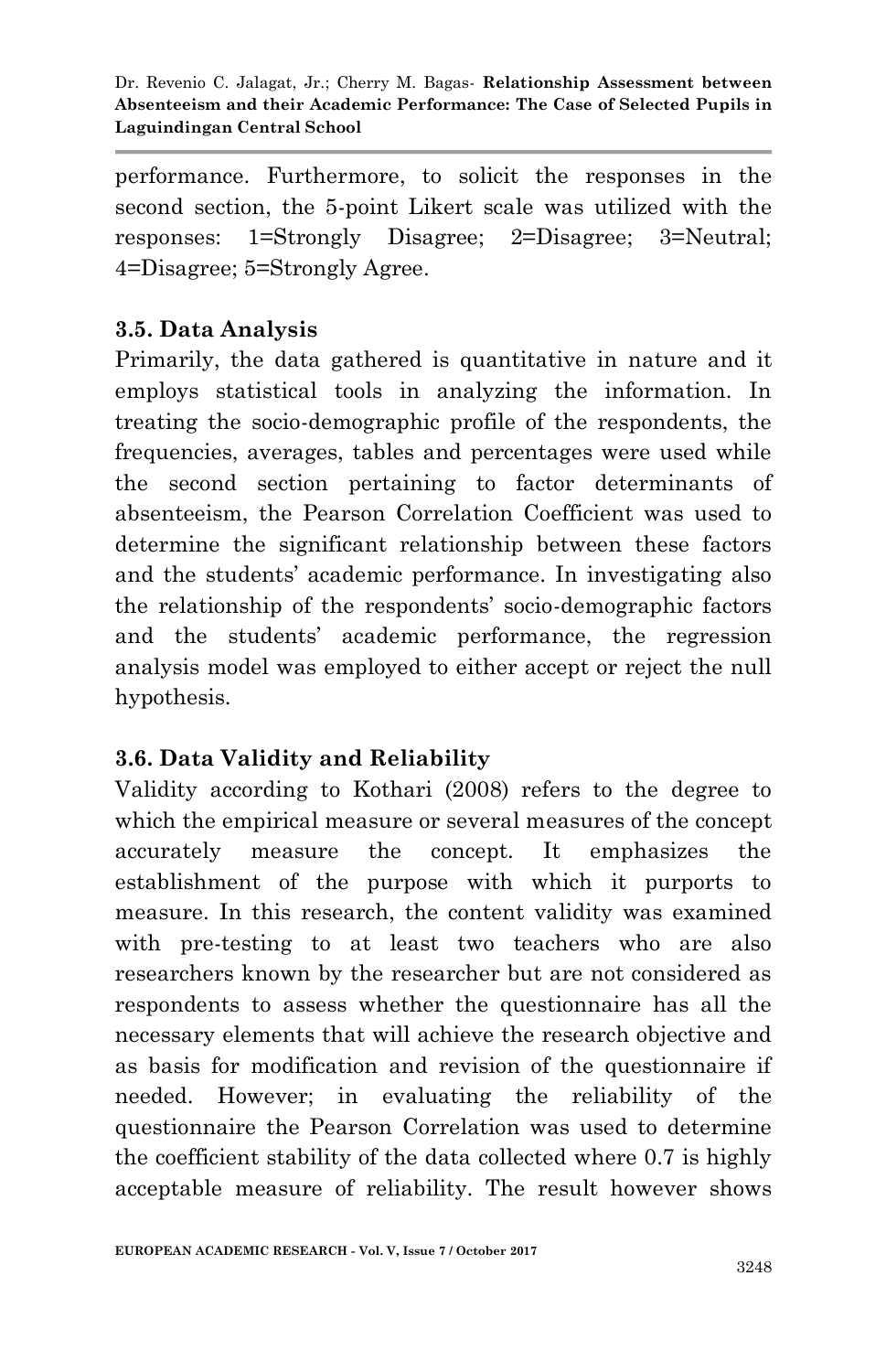performance. Furthermore, to solicit the responses in the second section, the 5-point Likert scale was utilized with the responses: 1=Strongly Disagree; 2=Disagree; 3=Neutral; 4=Disagree; 5=Strongly Agree.

### 3.5. Data Analysis

Primarily, the data gathered is quantitative in nature and it employs statistical tools in analyzing the information. In treating the socio-demographic profile of the respondents, the frequencies, averages, tables and percentages were used while the second section pertaining to factor determinants of absenteeism, the Pearson Correlation Coefficient was used to determine the significant relationship between these factors and the students' academic performance. In investigating also the relationship of the respondents' socio-demographic factors and the students' academic performance, the regression analysis model was employed to either accept or reject the null hypothesis.

### 3.6. Data Validity and Reliability

Validity according to Kothari (2008) refers to the degree to which the empirical measure or several measures of the concept accurately measure the concept. It emphasizes the establishment of the purpose with which it purports to measure. In this research, the content validity was examined with pre-testing to at least two teachers who are also researchers known by the researcher but are not considered as respondents to assess whether the questionnaire has all the necessary elements that will achieve the research objective and as basis for modification and revision of the questionnaire if needed. However; in evaluating the reliability of the questionnaire the Pearson Correlation was used to determine the coefficient stability of the data collected where 0.7 is highly acceptable measure of reliability. The result however shows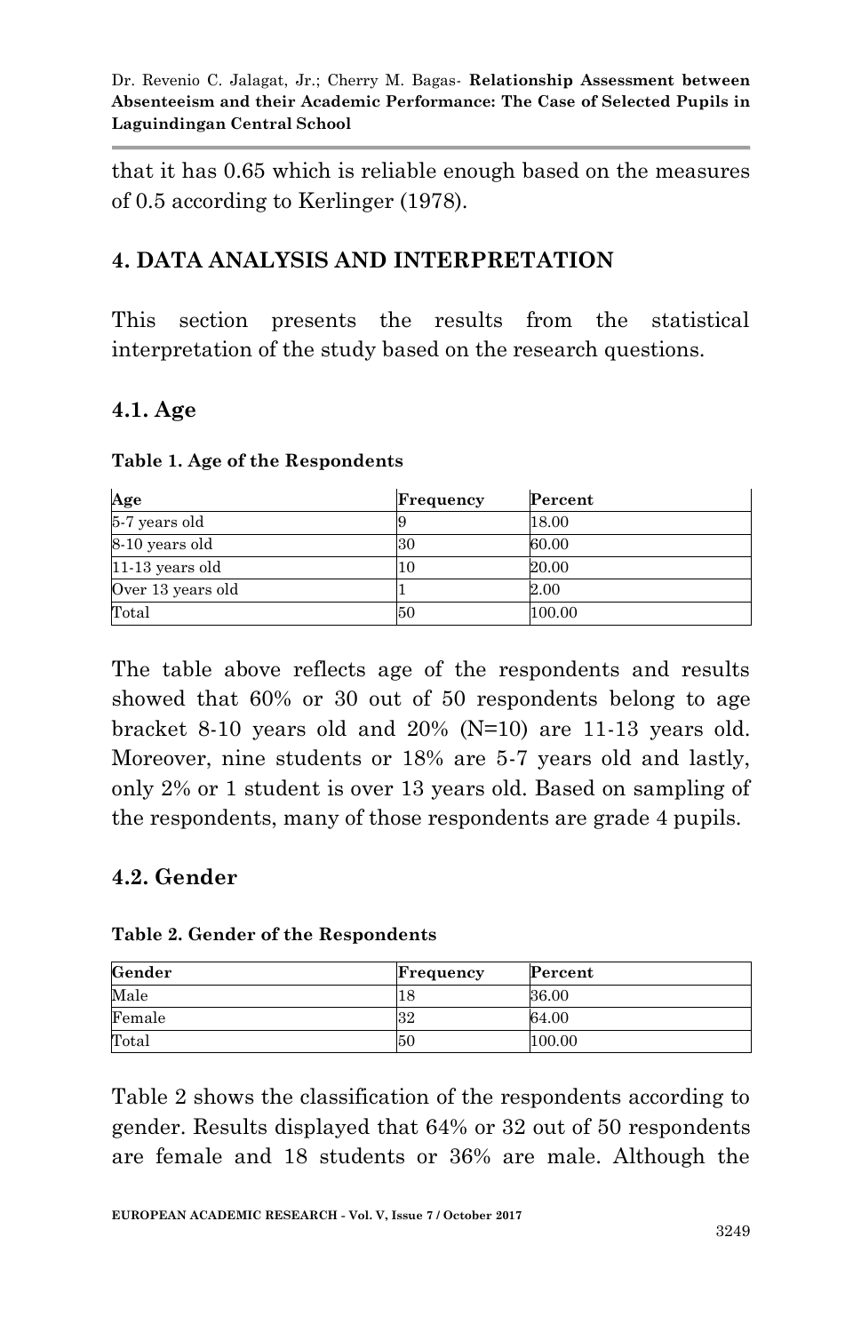that it has 0.65 which is reliable enough based on the measures of 0.5 according to Kerlinger (1978).

## 4. DATA ANALYSIS AND INTERPRETATION

This section presents the results from the statistical interpretation of the study based on the research questions.

### 4.1. Age

**Table 1. Age of the Respondents**

| Age | Frequency | Percent |
|---|---|---|
| 5-7 years old | 9 | 18.00 |
| 8-10 years old | 30 | 60.00 |
| 11-13 years old | 10 | 20.00 |
| Over 13 years old | 1 | 2.00 |
| Total | 50 | 100.00 |

The table above reflects age of the respondents and results showed that 60% or 30 out of 50 respondents belong to age bracket 8-10 years old and 20% (N=10) are 11-13 years old. Moreover, nine students or 18% are 5-7 years old and lastly, only 2% or 1 student is over 13 years old. Based on sampling of the respondents, many of those respondents are grade 4 pupils.

### 4.2. Gender

**Table 2. Gender of the Respondents**

| Gender | Frequency | Percent |
|---|---|---|
| Male | 18 | 36.00 |
| Female | 32 | 64.00 |
| Total | 50 | 100.00 |

Table 2 shows the classification of the respondents according to gender. Results displayed that 64% or 32 out of 50 respondents are female and 18 students or 36% are male. Although the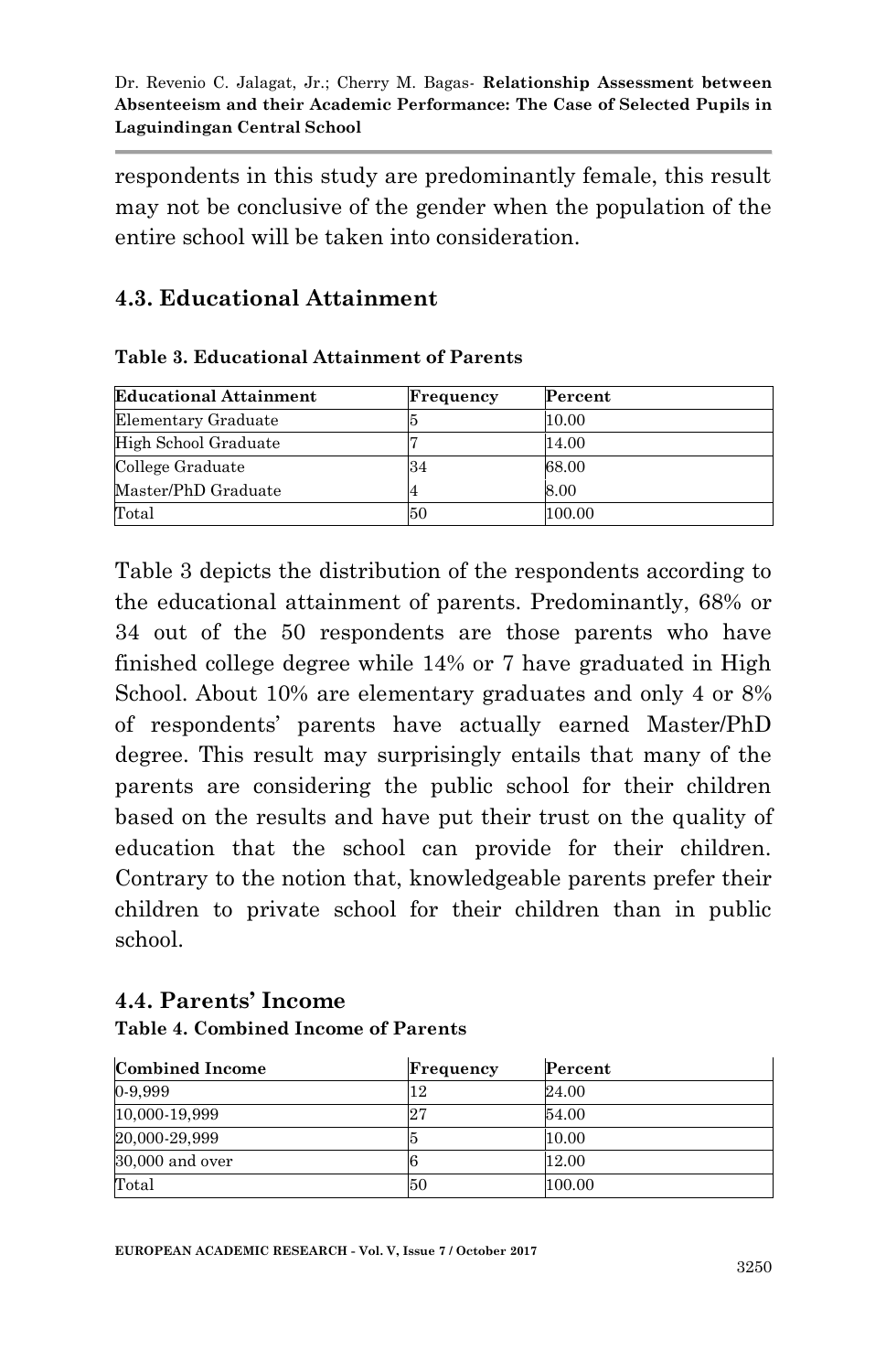respondents in this study are predominantly female, this result may not be conclusive of the gender when the population of the entire school will be taken into consideration.

## 4.3. Educational Attainment

**Table 3. Educational Attainment of Parents**

| Educational Attainment | Frequency | Percent |
|---|---|---|
| Elementary Graduate | 5 | 10.00 |
| High School Graduate | 7 | 14.00 |
| College Graduate | 34 | 68.00 |
| Master/PhD Graduate | 4 | 8.00 |
| Total | 50 | 100.00 |

Table 3 depicts the distribution of the respondents according to the educational attainment of parents. Predominantly, 68% or 34 out of the 50 respondents are those parents who have finished college degree while 14% or 7 have graduated in High School. About 10% are elementary graduates and only 4 or 8% of respondents' parents have actually earned Master/PhD degree. This result may surprisingly entails that many of the parents are considering the public school for their children based on the results and have put their trust on the quality of education that the school can provide for their children. Contrary to the notion that, knowledgeable parents prefer their children to private school for their children than in public school.

## 4.4. Parents' Income

**Table 4. Combined Income of Parents**

| Combined Income | Frequency | Percent |
|---|---|---|
| 0-9,999 | 12 | 24.00 |
| 10,000-19,999 | 27 | 54.00 |
| 20,000-29,999 | 5 | 10.00 |
| 30,000 and over | 6 | 12.00 |
| Total | 50 | 100.00 |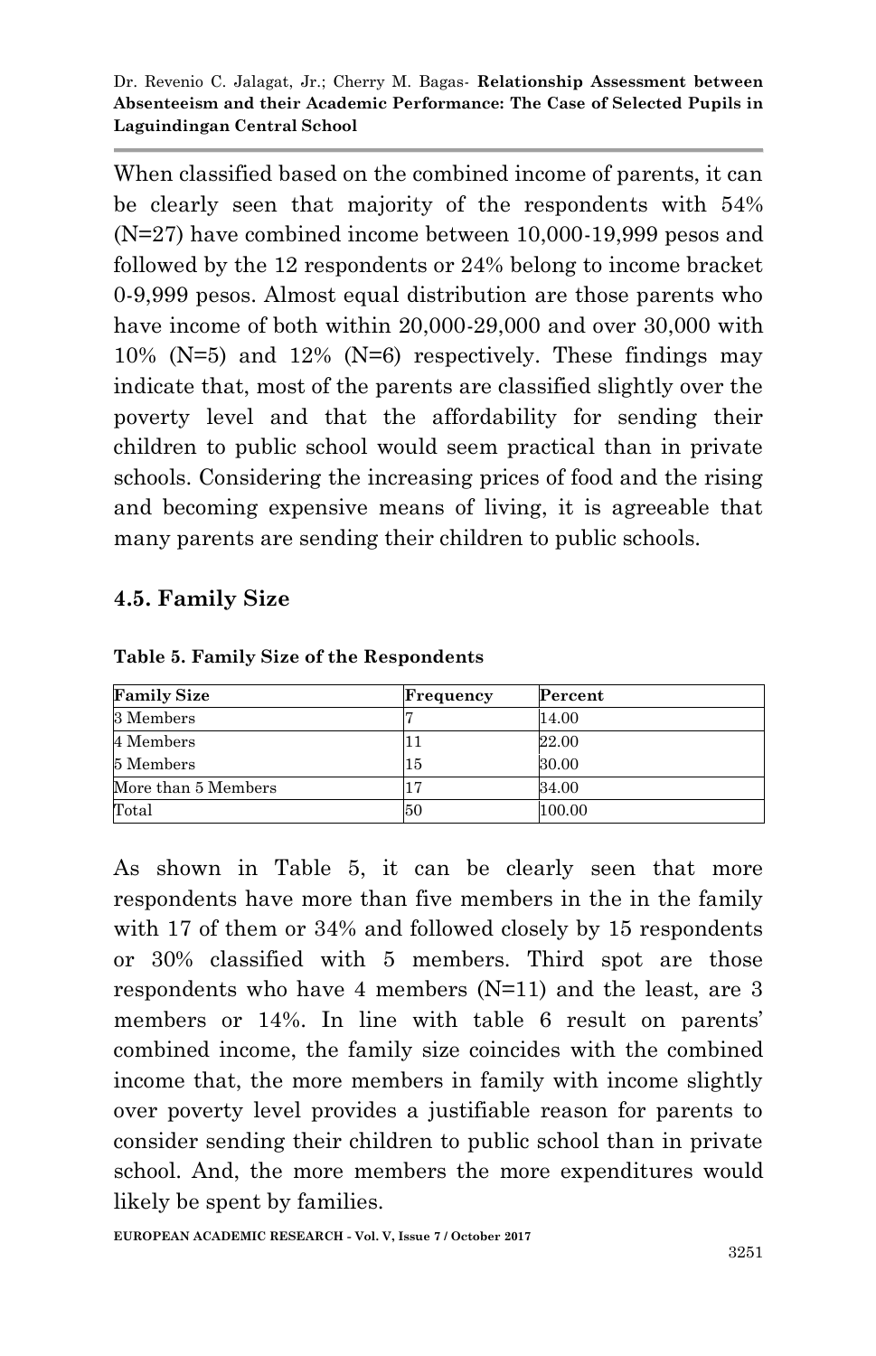When classified based on the combined income of parents, it can be clearly seen that majority of the respondents with 54% (N=27) have combined income between 10,000-19,999 pesos and followed by the 12 respondents or 24% belong to income bracket 0-9,999 pesos. Almost equal distribution are those parents who have income of both within 20,000-29,000 and over 30,000 with 10% (N=5) and 12% (N=6) respectively. These findings may indicate that, most of the parents are classified slightly over the poverty level and that the affordability for sending their children to public school would seem practical than in private schools. Considering the increasing prices of food and the rising and becoming expensive means of living, it is agreeable that many parents are sending their children to public schools.

## 4.5. Family Size

**Table 5. Family Size of the Respondents**

| Family Size | Frequency | Percent |
|---|---|---|
| 3 Members | 7 | 14.00 |
| 4 Members | 11 | 22.00 |
| 5 Members | 15 | 30.00 |
| More than 5 Members | 17 | 34.00 |
| Total | 50 | 100.00 |

As shown in Table 5, it can be clearly seen that more respondents have more than five members in the in the family with 17 of them or 34% and followed closely by 15 respondents or 30% classified with 5 members. Third spot are those respondents who have 4 members (N=11) and the least, are 3 members or 14%. In line with table 6 result on parents' combined income, the family size coincides with the combined income that, the more members in family with income slightly over poverty level provides a justifiable reason for parents to consider sending their children to public school than in private school. And, the more members the more expenditures would likely be spent by families.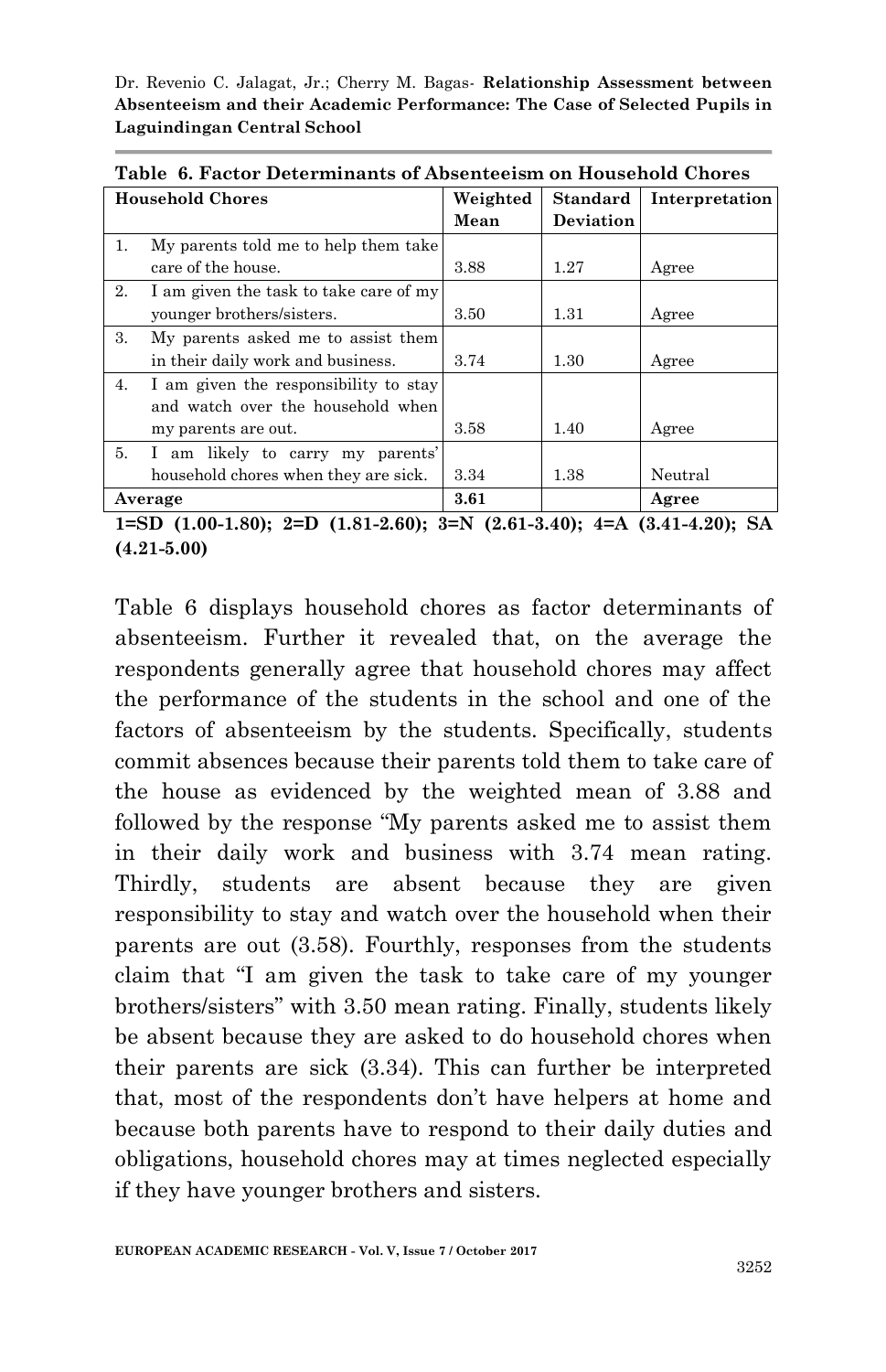**Table 6. Factor Determinants of Absenteeism on Household Chores**

| Household Chores | Weighted Mean | Standard Deviation | Interpretation |
|---|---|---|---|
| 1. My parents told me to help them take care of the house. | 3.88 | 1.27 | Agree |
| 2. I am given the task to take care of my younger brothers/sisters. | 3.50 | 1.31 | Agree |
| 3. My parents asked me to assist them in their daily work and business. | 3.74 | 1.30 | Agree |
| 4. I am given the responsibility to stay and watch over the household when my parents are out. | 3.58 | 1.40 | Agree |
| 5. I am likely to carry my parents' household chores when they are sick. | 3.34 | 1.38 | Neutral |
| **Average** | **3.61** | | **Agree** |

**1=SD (1.00-1.80); 2=D (1.81-2.60); 3=N (2.61-3.40); 4=A (3.41-4.20); SA (4.21-5.00)**

Table 6 displays household chores as factor determinants of absenteeism. Further it revealed that, on the average the respondents generally agree that household chores may affect the performance of the students in the school and one of the factors of absenteeism by the students. Specifically, students commit absences because their parents told them to take care of the house as evidenced by the weighted mean of 3.88 and followed by the response "My parents asked me to assist them in their daily work and business with 3.74 mean rating. Thirdly, students are absent because they are given responsibility to stay and watch over the household when their parents are out (3.58). Fourthly, responses from the students claim that "I am given the task to take care of my younger brothers/sisters" with 3.50 mean rating. Finally, students likely be absent because they are asked to do household chores when their parents are sick (3.34). This can further be interpreted that, most of the respondents don't have helpers at home and because both parents have to respond to their daily duties and obligations, household chores may at times neglected especially if they have younger brothers and sisters.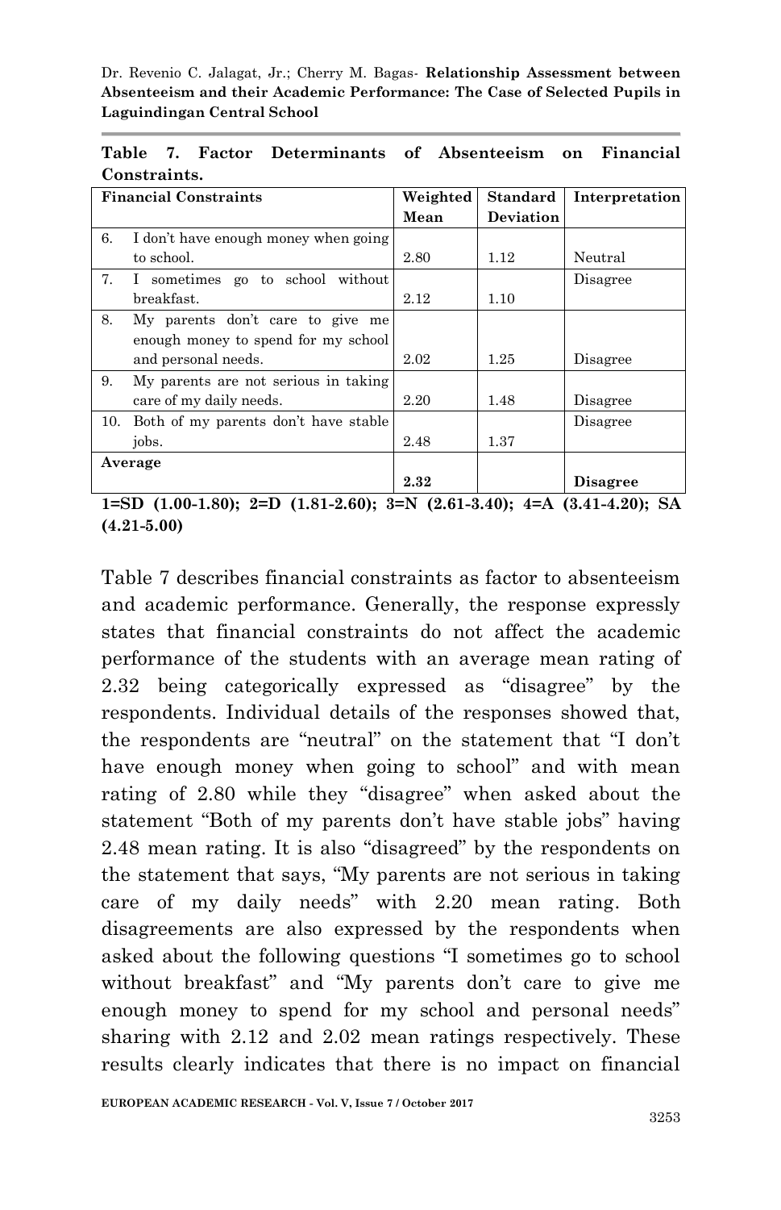**Table 7. Factor Determinants of Absenteeism on Financial Constraints.**

| Financial Constraints | Weighted Mean | Standard Deviation | Interpretation |
|---|---|---|---|
| 6. I don't have enough money when going to school. | 2.80 | 1.12 | Neutral |
| 7. I sometimes go to school without breakfast. | 2.12 | 1.10 | Disagree |
| 8. My parents don't care to give me enough money to spend for my school and personal needs. | 2.02 | 1.25 | Disagree |
| 9. My parents are not serious in taking care of my daily needs. | 2.20 | 1.48 | Disagree |
| 10. Both of my parents don't have stable jobs. | 2.48 | 1.37 | Disagree |
| **Average** | **2.32** | | **Disagree** |

**1=SD (1.00-1.80); 2=D (1.81-2.60); 3=N (2.61-3.40); 4=A (3.41-4.20); SA (4.21-5.00)**

Table 7 describes financial constraints as factor to absenteeism and academic performance. Generally, the response expressly states that financial constraints do not affect the academic performance of the students with an average mean rating of 2.32 being categorically expressed as "disagree" by the respondents. Individual details of the responses showed that, the respondents are "neutral" on the statement that "I don't have enough money when going to school" and with mean rating of 2.80 while they "disagree" when asked about the statement "Both of my parents don't have stable jobs" having 2.48 mean rating. It is also "disagreed" by the respondents on the statement that says, "My parents are not serious in taking care of my daily needs" with 2.20 mean rating. Both disagreements are also expressed by the respondents when asked about the following questions "I sometimes go to school without breakfast" and "My parents don't care to give me enough money to spend for my school and personal needs" sharing with 2.12 and 2.02 mean ratings respectively. These results clearly indicates that there is no impact on financial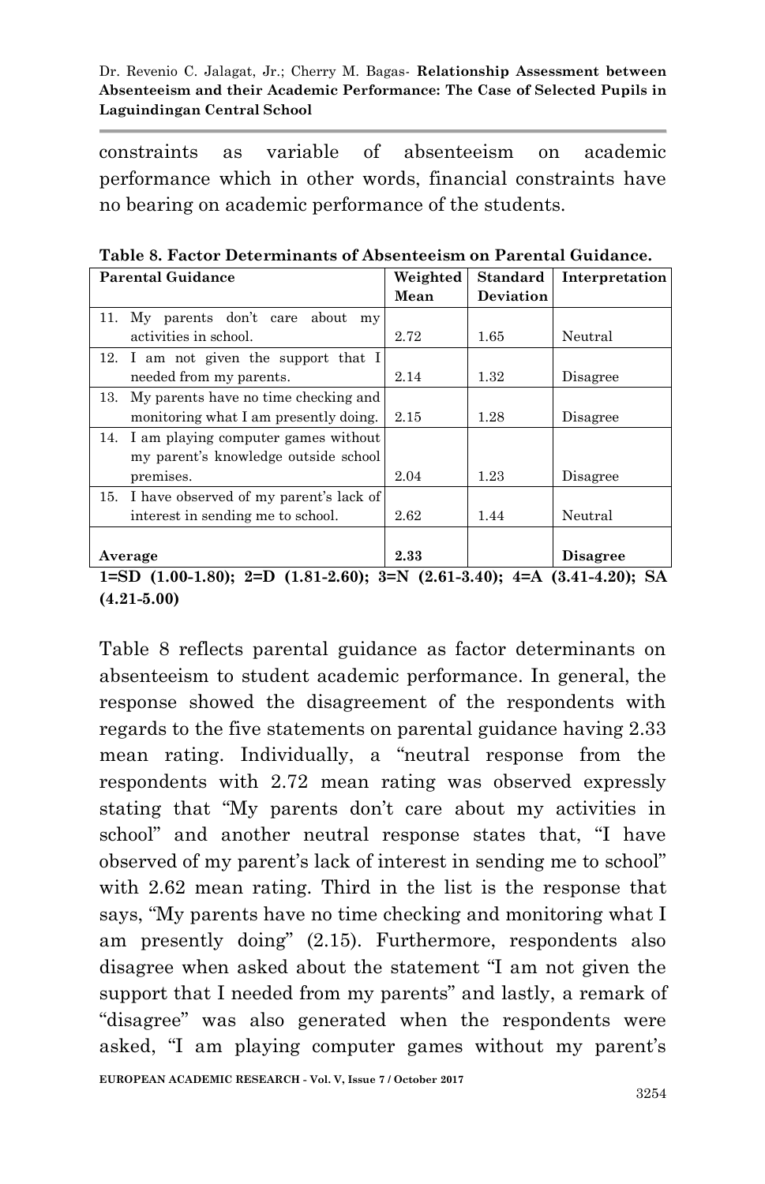constraints as variable of absenteeism on academic performance which in other words, financial constraints have no bearing on academic performance of the students.

**Table 8. Factor Determinants of Absenteeism on Parental Guidance.**

| Parental Guidance | Weighted Mean | Standard Deviation | Interpretation |
|---|---|---|---|
| 11. My parents don't care about my activities in school. | 2.72 | 1.65 | Neutral |
| 12. I am not given the support that I needed from my parents. | 2.14 | 1.32 | Disagree |
| 13. My parents have no time checking and monitoring what I am presently doing. | 2.15 | 1.28 | Disagree |
| 14. I am playing computer games without my parent's knowledge outside school premises. | 2.04 | 1.23 | Disagree |
| 15. I have observed of my parent's lack of interest in sending me to school. | 2.62 | 1.44 | Neutral |
| **Average** | **2.33** | | **Disagree** |

**1=SD (1.00-1.80); 2=D (1.81-2.60); 3=N (2.61-3.40); 4=A (3.41-4.20); SA (4.21-5.00)**

Table 8 reflects parental guidance as factor determinants on absenteeism to student academic performance. In general, the response showed the disagreement of the respondents with regards to the five statements on parental guidance having 2.33 mean rating. Individually, a "neutral response from the respondents with 2.72 mean rating was observed expressly stating that "My parents don't care about my activities in school" and another neutral response states that, "I have observed of my parent's lack of interest in sending me to school" with 2.62 mean rating. Third in the list is the response that says, "My parents have no time checking and monitoring what I am presently doing" (2.15). Furthermore, respondents also disagree when asked about the statement "I am not given the support that I needed from my parents" and lastly, a remark of "disagree" was also generated when the respondents were asked, "I am playing computer games without my parent's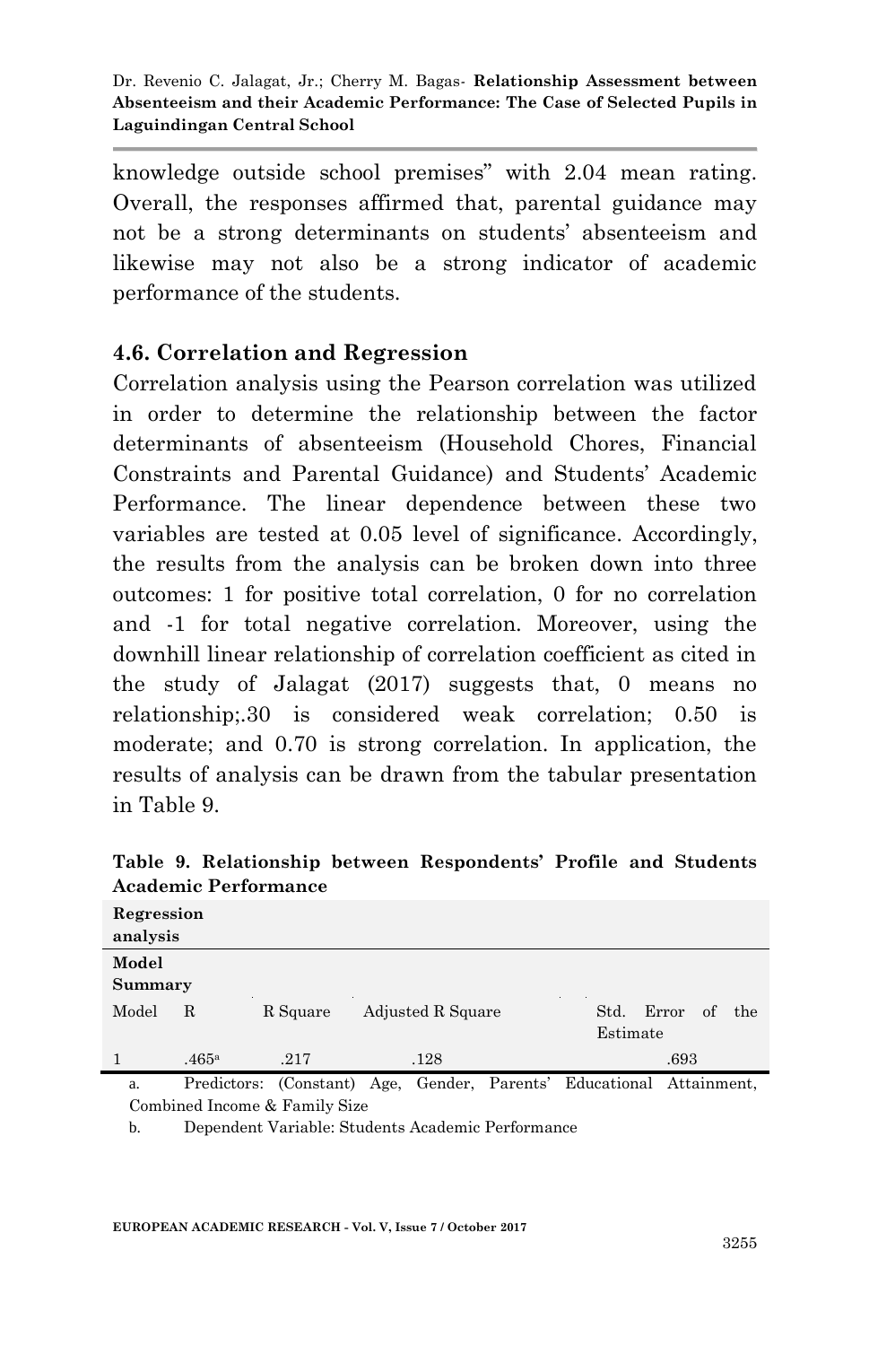knowledge outside school premises" with 2.04 mean rating. Overall, the responses affirmed that, parental guidance may not be a strong determinants on students' absenteeism and likewise may not also be a strong indicator of academic performance of the students.

### 4.6. Correlation and Regression

Correlation analysis using the Pearson correlation was utilized in order to determine the relationship between the factor determinants of absenteeism (Household Chores, Financial Constraints and Parental Guidance) and Students' Academic Performance. The linear dependence between these two variables are tested at 0.05 level of significance. Accordingly, the results from the analysis can be broken down into three outcomes: 1 for positive total correlation, 0 for no correlation and -1 for total negative correlation. Moreover, using the downhill linear relationship of correlation coefficient as cited in the study of Jalagat (2017) suggests that, 0 means no relationship;.30 is considered weak correlation; 0.50 is moderate; and 0.70 is strong correlation. In application, the results of analysis can be drawn from the tabular presentation in Table 9.

**Table 9. Relationship between Respondents' Profile and Students Academic Performance**

**Regression analysis**

**Model Summary**

| Model | R | R Square | Adjusted R Square | Std. Error of the Estimate |
|---|---|---|---|---|
| 1 | .465[a] | .217 | .128 | .693 |

a. Predictors: (Constant) Age, Gender, Parents' Educational Attainment, Combined Income & Family Size

b. Dependent Variable: Students Academic Performance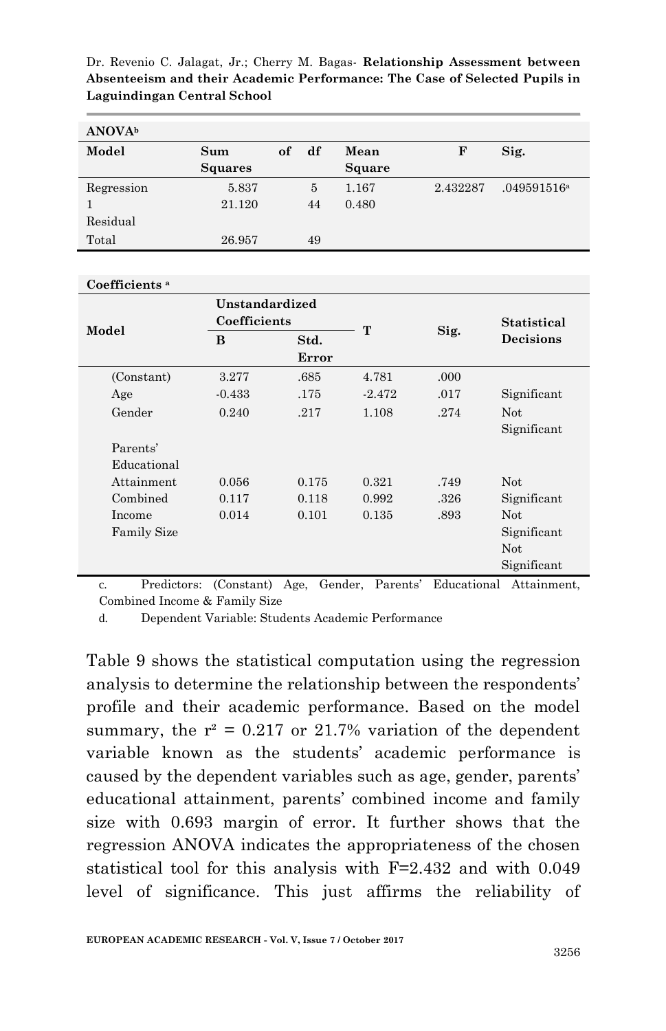**ANOVA[b]**

| Model | Sum of Squares | df | Mean Square | F | Sig. |
|---|---|---|---|---|---|
| Regression | 5.837 | 5 | 1.167 | 2.432287 | .049591516[a] |
| 1 Residual | 21.120 | 44 | 0.480 | | |
| Total | 26.957 | 49 | | | |

**Coefficients [a]**

| Model | Unstandardized Coefficients | | T | Sig. | Statistical Decisions |
|---|---|---|---|---|---|
| | B | Std. Error | | | |
| (Constant) | 3.277 | .685 | 4.781 | .000 | |
| Age | -0.433 | .175 | -2.472 | .017 | Significant |
| Gender | 0.240 | .217 | 1.108 | .274 | Not Significant |
| Parents' Educational Attainment | 0.056 | 0.175 | 0.321 | .749 | Not Significant |
| Combined Income | 0.117 | 0.118 | 0.992 | .326 | Not Significant |
| Family Size | 0.014 | 0.101 | 0.135 | .893 | Not Significant |

c. Predictors: (Constant) Age, Gender, Parents' Educational Attainment, Combined Income & Family Size

d. Dependent Variable: Students Academic Performance

Table 9 shows the statistical computation using the regression analysis to determine the relationship between the respondents' profile and their academic performance. Based on the model summary, the $r^2 = 0.217$ or 21.7% variation of the dependent variable known as the students' academic performance is caused by the dependent variables such as age, gender, parents' educational attainment, parents' combined income and family size with 0.693 margin of error. It further shows that the regression ANOVA indicates the appropriateness of the chosen statistical tool for this analysis with F=2.432 and with 0.049 level of significance. This just affirms the reliability of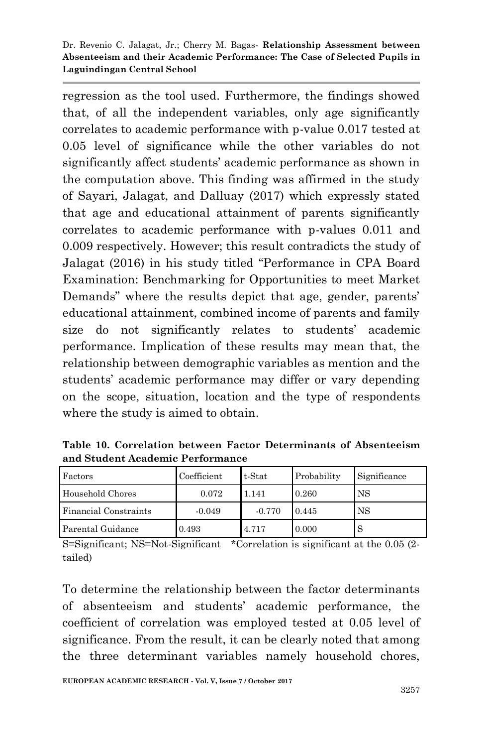regression as the tool used. Furthermore, the findings showed that, of all the independent variables, only age significantly correlates to academic performance with p-value 0.017 tested at 0.05 level of significance while the other variables do not significantly affect students' academic performance as shown in the computation above. This finding was affirmed in the study of Sayari, Jalagat, and Dalluay (2017) which expressly stated that age and educational attainment of parents significantly correlates to academic performance with p-values 0.011 and 0.009 respectively. However; this result contradicts the study of Jalagat (2016) in his study titled "Performance in CPA Board Examination: Benchmarking for Opportunities to meet Market Demands" where the results depict that age, gender, parents' educational attainment, combined income of parents and family size do not significantly relates to students' academic performance. Implication of these results may mean that, the relationship between demographic variables as mention and the students' academic performance may differ or vary depending on the scope, situation, location and the type of respondents where the study is aimed to obtain.

**Table 10. Correlation between Factor Determinants of Absenteeism and Student Academic Performance**

| Factors | Coefficient | t-Stat | Probability | Significance |
|---|---|---|---|---|
| Household Chores | 0.072 | 1.141 | 0.260 | NS |
| Financial Constraints | -0.049 | -0.770 | 0.445 | NS |
| Parental Guidance | 0.493 | 4.717 | 0.000 | S |

S=Significant; NS=Not-Significant *Correlation is significant at the 0.05 (2-tailed)

To determine the relationship between the factor determinants of absenteeism and students' academic performance, the coefficient of correlation was employed tested at 0.05 level of significance. From the result, it can be clearly noted that among the three determinant variables namely household chores,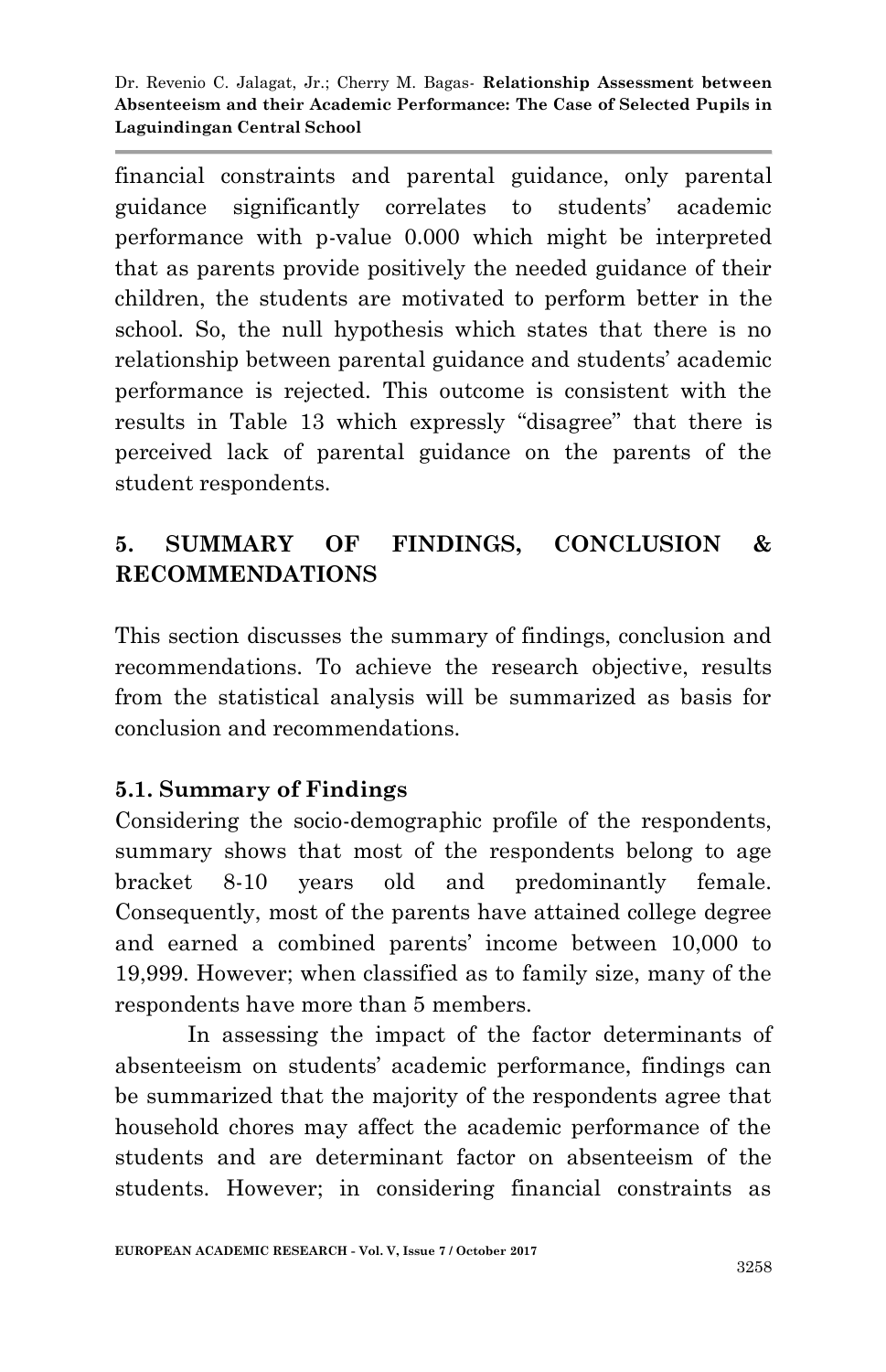financial constraints and parental guidance, only parental guidance significantly correlates to students' academic performance with p-value 0.000 which might be interpreted that as parents provide positively the needed guidance of their children, the students are motivated to perform better in the school. So, the null hypothesis which states that there is no relationship between parental guidance and students' academic performance is rejected. This outcome is consistent with the results in Table 13 which expressly "disagree" that there is perceived lack of parental guidance on the parents of the student respondents.

## 5. SUMMARY OF FINDINGS, CONCLUSION & RECOMMENDATIONS

This section discusses the summary of findings, conclusion and recommendations. To achieve the research objective, results from the statistical analysis will be summarized as basis for conclusion and recommendations.

### 5.1. Summary of Findings

Considering the socio-demographic profile of the respondents, summary shows that most of the respondents belong to age bracket 8-10 years old and predominantly female. Consequently, most of the parents have attained college degree and earned a combined parents' income between 10,000 to 19,999. However; when classified as to family size, many of the respondents have more than 5 members.

In assessing the impact of the factor determinants of absenteeism on students' academic performance, findings can be summarized that the majority of the respondents agree that household chores may affect the academic performance of the students and are determinant factor on absenteeism of the students. However; in considering financial constraints as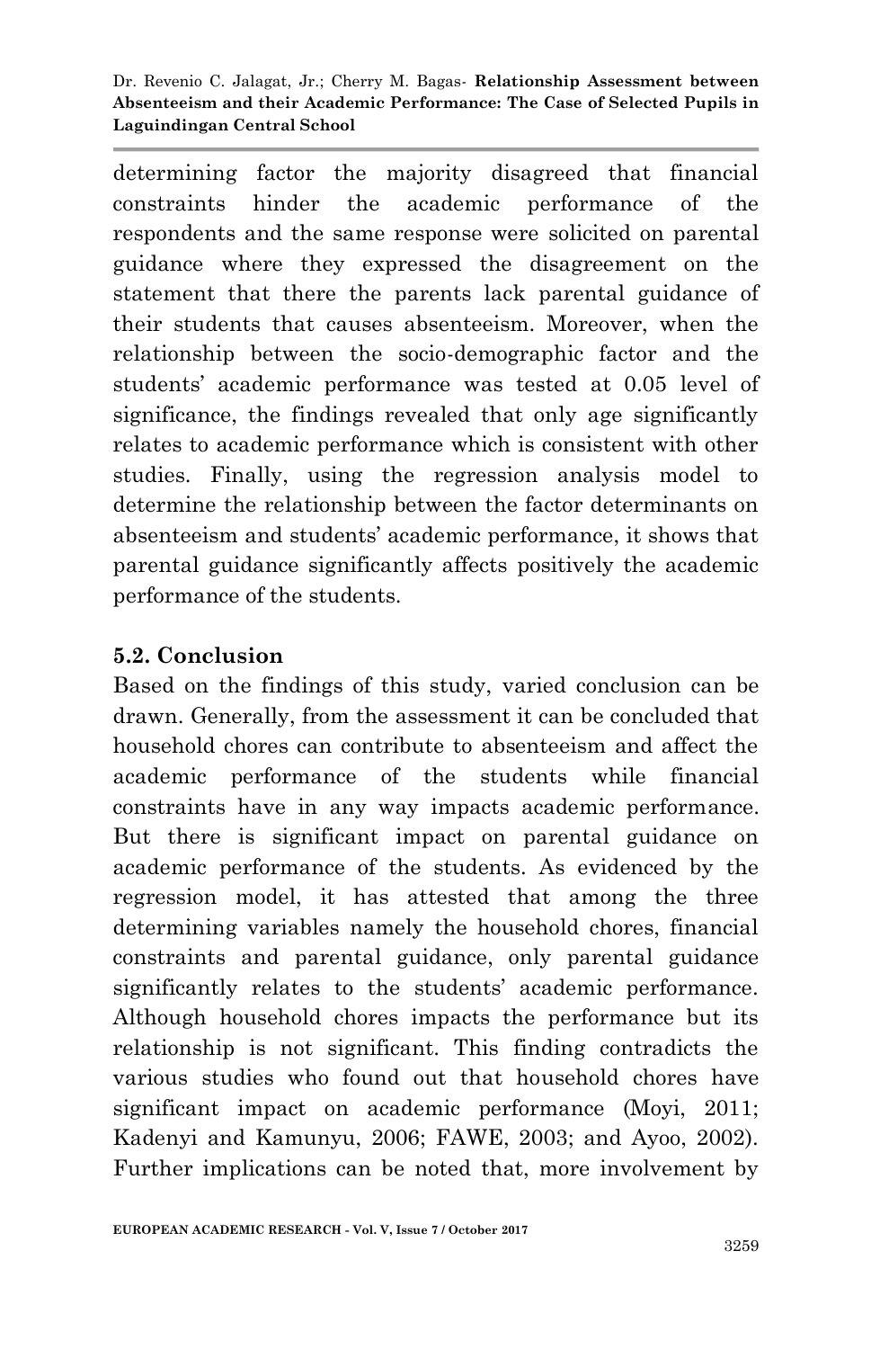determining factor the majority disagreed that financial constraints hinder the academic performance of the respondents and the same response were solicited on parental guidance where they expressed the disagreement on the statement that there the parents lack parental guidance of their students that causes absenteeism. Moreover, when the relationship between the socio-demographic factor and the students' academic performance was tested at 0.05 level of significance, the findings revealed that only age significantly relates to academic performance which is consistent with other studies. Finally, using the regression analysis model to determine the relationship between the factor determinants on absenteeism and students' academic performance, it shows that parental guidance significantly affects positively the academic performance of the students.

## 5.2. Conclusion

Based on the findings of this study, varied conclusion can be drawn. Generally, from the assessment it can be concluded that household chores can contribute to absenteeism and affect the academic performance of the students while financial constraints have in any way impacts academic performance. But there is significant impact on parental guidance on academic performance of the students. As evidenced by the regression model, it has attested that among the three determining variables namely the household chores, financial constraints and parental guidance, only parental guidance significantly relates to the students' academic performance. Although household chores impacts the performance but its relationship is not significant. This finding contradicts the various studies who found out that household chores have significant impact on academic performance (Moyi, 2011; Kadenyi and Kamunyu, 2006; FAWE, 2003; and Ayoo, 2002). Further implications can be noted that, more involvement by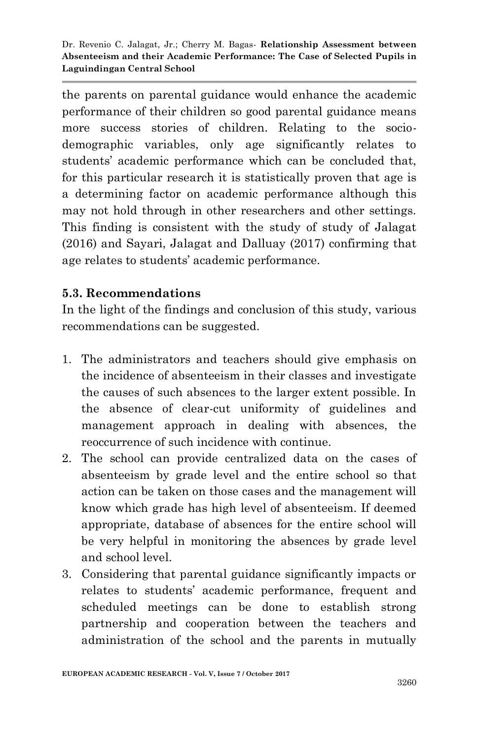the parents on parental guidance would enhance the academic performance of their children so good parental guidance means more success stories of children. Relating to the socio-demographic variables, only age significantly relates to students' academic performance which can be concluded that, for this particular research it is statistically proven that age is a determining factor on academic performance although this may not hold through in other researchers and other settings. This finding is consistent with the study of study of Jalagat (2016) and Sayari, Jalagat and Dalluay (2017) confirming that age relates to students' academic performance.

### 5.3. Recommendations

In the light of the findings and conclusion of this study, various recommendations can be suggested.

1. The administrators and teachers should give emphasis on the incidence of absenteeism in their classes and investigate the causes of such absences to the larger extent possible. In the absence of clear-cut uniformity of guidelines and management approach in dealing with absences, the reoccurrence of such incidence with continue.
2. The school can provide centralized data on the cases of absenteeism by grade level and the entire school so that action can be taken on those cases and the management will know which grade has high level of absenteeism. If deemed appropriate, database of absences for the entire school will be very helpful in monitoring the absences by grade level and school level.
3. Considering that parental guidance significantly impacts or relates to students' academic performance, frequent and scheduled meetings can be done to establish strong partnership and cooperation between the teachers and administration of the school and the parents in mutually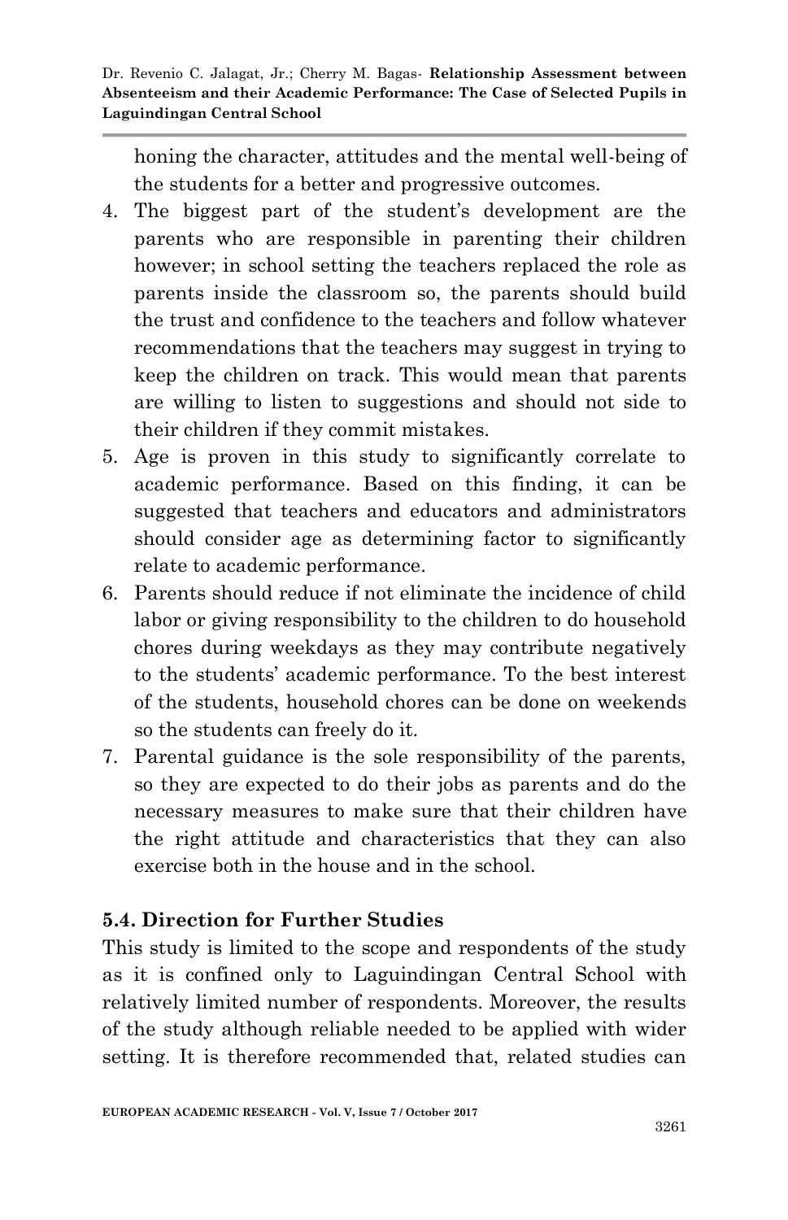honing the character, attitudes and the mental well-being of the students for a better and progressive outcomes.

4. The biggest part of the student's development are the parents who are responsible in parenting their children however; in school setting the teachers replaced the role as parents inside the classroom so, the parents should build the trust and confidence to the teachers and follow whatever recommendations that the teachers may suggest in trying to keep the children on track. This would mean that parents are willing to listen to suggestions and should not side to their children if they commit mistakes.
5. Age is proven in this study to significantly correlate to academic performance. Based on this finding, it can be suggested that teachers and educators and administrators should consider age as determining factor to significantly relate to academic performance.
6. Parents should reduce if not eliminate the incidence of child labor or giving responsibility to the children to do household chores during weekdays as they may contribute negatively to the students' academic performance. To the best interest of the students, household chores can be done on weekends so the students can freely do it.
7. Parental guidance is the sole responsibility of the parents, so they are expected to do their jobs as parents and do the necessary measures to make sure that their children have the right attitude and characteristics that they can also exercise both in the house and in the school.

## 5.4. Direction for Further Studies

This study is limited to the scope and respondents of the study as it is confined only to Laguindingan Central School with relatively limited number of respondents. Moreover, the results of the study although reliable needed to be applied with wider setting. It is therefore recommended that, related studies can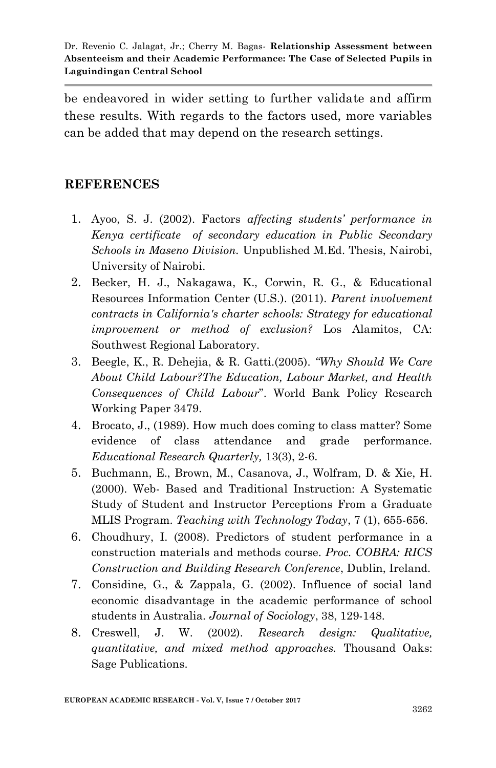be endeavored in wider setting to further validate and affirm these results. With regards to the factors used, more variables can be added that may depend on the research settings.

## REFERENCES

1. Ayoo, S. J. (2002). Factors *affecting students' performance in Kenya certificate of secondary education in Public Secondary Schools in Maseno Division.* Unpublished M.Ed. Thesis, Nairobi, University of Nairobi.
2. Becker, H. J., Nakagawa, K., Corwin, R. G., & Educational Resources Information Center (U.S.). (2011). *Parent involvement contracts in California's charter schools: Strategy for educational improvement or method of exclusion?* Los Alamitos, CA: Southwest Regional Laboratory.
3. Beegle, K., R. Dehejia, & R. Gatti.(2005). *"Why Should We Care About Child Labour?The Education, Labour Market, and Health Consequences of Child Labour*". World Bank Policy Research Working Paper 3479.
4. Brocato, J., (1989). How much does coming to class matter? Some evidence of class attendance and grade performance. *Educational Research Quarterly,* 13(3), 2-6.
5. Buchmann, E., Brown, M., Casanova, J., Wolfram, D. & Xie, H. (2000). Web- Based and Traditional Instruction: A Systematic Study of Student and Instructor Perceptions From a Graduate MLIS Program. *Teaching with Technology Today*, 7 (1), 655-656.
6. Choudhury, I. (2008). Predictors of student performance in a construction materials and methods course. *Proc. COBRA: RICS Construction and Building Research Conference*, Dublin, Ireland.
7. Considine, G., & Zappala, G. (2002). Influence of social land economic disadvantage in the academic performance of school students in Australia. *Journal of Sociology*, 38, 129-148.
8. Creswell, J. W. (2002). *Research design: Qualitative, quantitative, and mixed method approaches.* Thousand Oaks: Sage Publications.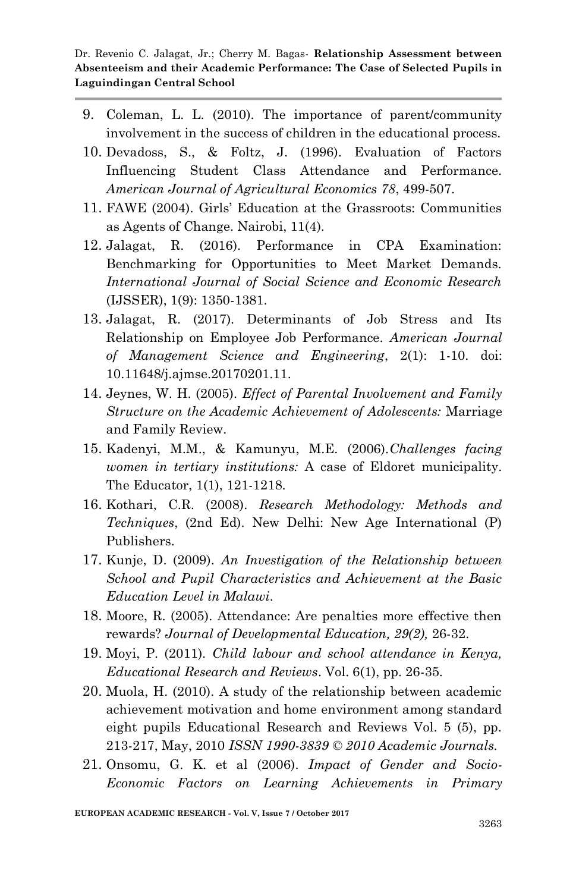9. Coleman, L. L. (2010). The importance of parent/community involvement in the success of children in the educational process.
10. Devadoss, S., & Foltz, J. (1996). Evaluation of Factors Influencing Student Class Attendance and Performance. *American Journal of Agricultural Economics 78*, 499-507.
11. FAWE (2004). Girls' Education at the Grassroots: Communities as Agents of Change. Nairobi, 11(4).
12. Jalagat, R. (2016). Performance in CPA Examination: Benchmarking for Opportunities to Meet Market Demands. *International Journal of Social Science and Economic Research* (IJSSER), 1(9): 1350-1381.
13. Jalagat, R. (2017). Determinants of Job Stress and Its Relationship on Employee Job Performance. *American Journal of Management Science and Engineering*, 2(1): 1-10. doi: 10.11648/j.ajmse.20170201.11.
14. Jeynes, W. H. (2005). *Effect of Parental Involvement and Family Structure on the Academic Achievement of Adolescents:* Marriage and Family Review.
15. Kadenyi, M.M., & Kamunyu, M.E. (2006).*Challenges facing women in tertiary institutions:* A case of Eldoret municipality. The Educator, 1(1), 121-1218.
16. Kothari, C.R. (2008). *Research Methodology: Methods and Techniques*, (2nd Ed). New Delhi: New Age International (P) Publishers.
17. Kunje, D. (2009). *An Investigation of the Relationship between School and Pupil Characteristics and Achievement at the Basic Education Level in Malawi*.
18. Moore, R. (2005). Attendance: Are penalties more effective then rewards? *Journal of Developmental Education, 29(2),* 26-32.
19. Moyi, P. (2011). *Child labour and school attendance in Kenya, Educational Research and Reviews*. Vol. 6(1), pp. 26-35.
20. Muola, H. (2010). A study of the relationship between academic achievement motivation and home environment among standard eight pupils Educational Research and Reviews Vol. 5 (5), pp. 213-217, May, 2010 *ISSN 1990-3839 © 2010 Academic Journals.*
21. Onsomu, G. K. et al (2006). *Impact of Gender and Socio-Economic Factors on Learning Achievements in Primary*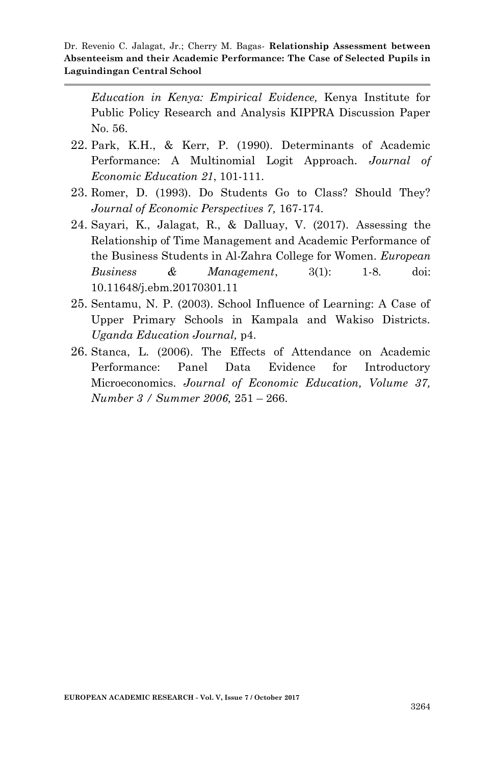*Education in Kenya: Empirical Evidence,* Kenya Institute for Public Policy Research and Analysis KIPPRA Discussion Paper No. 56.

22. Park, K.H., & Kerr, P. (1990). Determinants of Academic Performance: A Multinomial Logit Approach. *Journal of Economic Education 21*, 101-111.
23. Romer, D. (1993). Do Students Go to Class? Should They? *Journal of Economic Perspectives 7,* 167-174.
24. Sayari, K., Jalagat, R., & Dalluay, V. (2017). Assessing the Relationship of Time Management and Academic Performance of the Business Students in Al-Zahra College for Women. *European Business & Management*, 3(1): 1-8. doi: 10.11648/j.ebm.20170301.11
25. Sentamu, N. P. (2003). School Influence of Learning: A Case of Upper Primary Schools in Kampala and Wakiso Districts. *Uganda Education Journal,* p4.
26. Stanca, L. (2006). The Effects of Attendance on Academic Performance: Panel Data Evidence for Introductory Microeconomics. *Journal of Economic Education, Volume 37, Number 3 / Summer 2006,* 251 – 266.